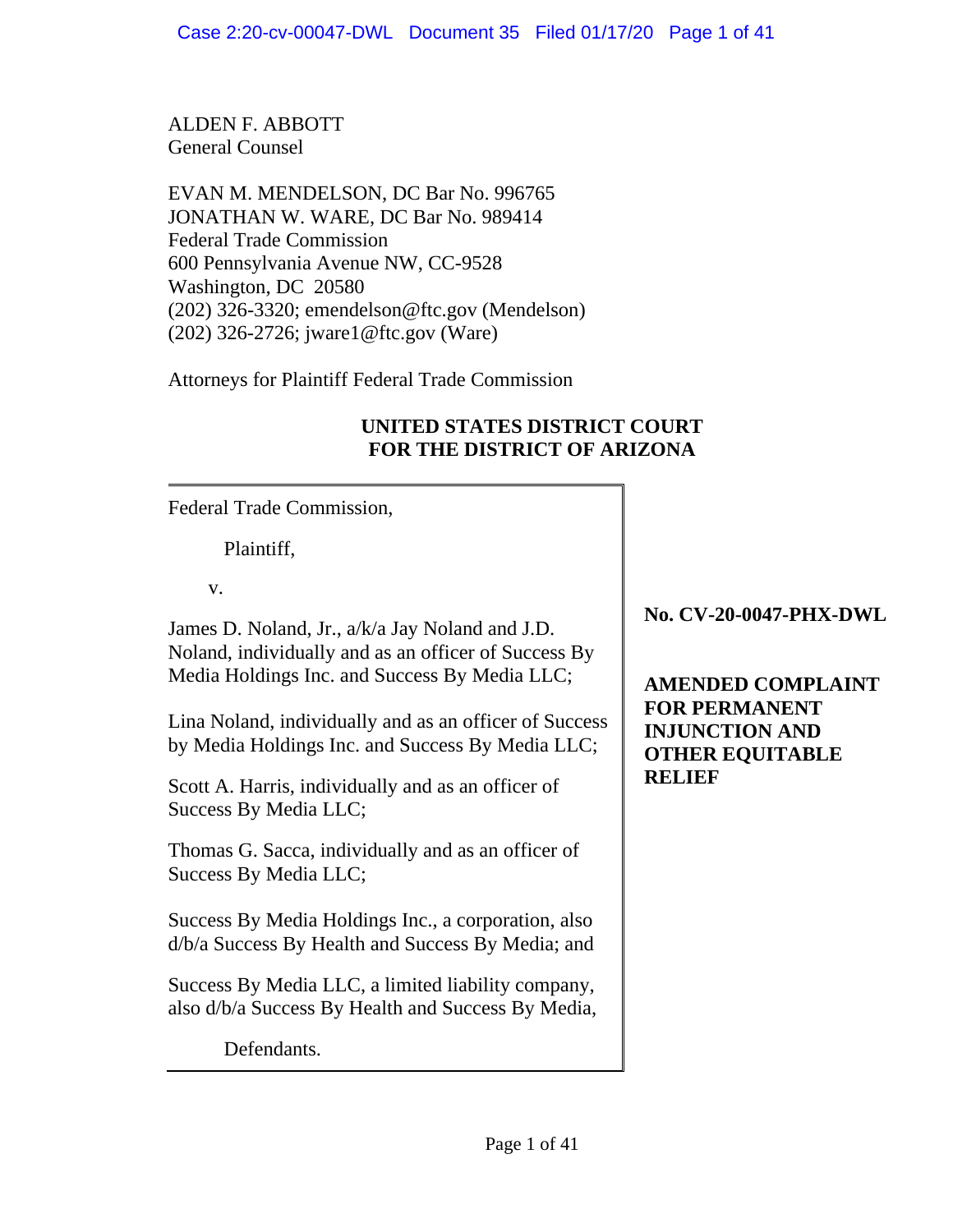ALDEN F. ABBOTT
General Counsel

EVAN M. MENDELSON, DC Bar No. 996765
JONATHAN W. WARE, DC Bar No. 989414
Federal Trade Commission
600 Pennsylvania Avenue NW, CC-9528
Washington, DC 20580
(202) 326-3320; emendelson@ftc.gov (Mendelson)
(202) 326-2726; jware1@ftc.gov (Ware)

Attorneys for Plaintiff Federal Trade Commission

**UNITED STATES DISTRICT COURT**
**FOR THE DISTRICT OF ARIZONA**

Federal Trade Commission,

Plaintiff,

v.

James D. Noland, Jr., a/k/a Jay Noland and J.D. Noland, individually and as an officer of Success By Media Holdings Inc. and Success By Media LLC;

Lina Noland, individually and as an officer of Success by Media Holdings Inc. and Success By Media LLC;

Scott A. Harris, individually and as an officer of Success By Media LLC;

Thomas G. Sacca, individually and as an officer of Success By Media LLC;

Success By Media Holdings Inc., a corporation, also d/b/a Success By Health and Success By Media; and

Success By Media LLC, a limited liability company, also d/b/a Success By Health and Success By Media,

Defendants.

**No. CV-20-0047-PHX-DWL**

**AMENDED COMPLAINT FOR PERMANENT INJUNCTION AND OTHER EQUITABLE RELIEF**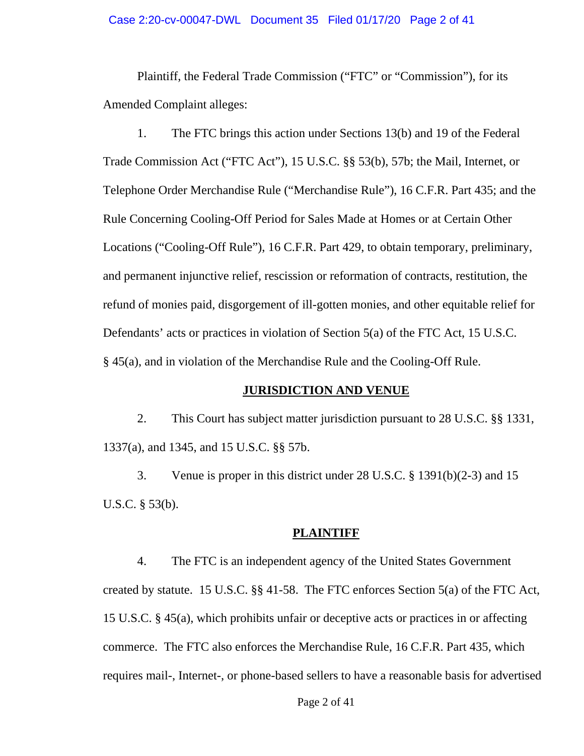Plaintiff, the Federal Trade Commission ("FTC" or "Commission"), for its Amended Complaint alleges:

1. The FTC brings this action under Sections 13(b) and 19 of the Federal Trade Commission Act ("FTC Act"), 15 U.S.C. §§ 53(b), 57b; the Mail, Internet, or Telephone Order Merchandise Rule ("Merchandise Rule"), 16 C.F.R. Part 435; and the Rule Concerning Cooling-Off Period for Sales Made at Homes or at Certain Other Locations ("Cooling-Off Rule"), 16 C.F.R. Part 429, to obtain temporary, preliminary, and permanent injunctive relief, rescission or reformation of contracts, restitution, the refund of monies paid, disgorgement of ill-gotten monies, and other equitable relief for Defendants' acts or practices in violation of Section 5(a) of the FTC Act, 15 U.S.C. § 45(a), and in violation of the Merchandise Rule and the Cooling-Off Rule.

## JURISDICTION AND VENUE

2. This Court has subject matter jurisdiction pursuant to 28 U.S.C. §§ 1331, 1337(a), and 1345, and 15 U.S.C. §§ 57b.

3. Venue is proper in this district under 28 U.S.C. § 1391(b)(2-3) and 15 U.S.C. § 53(b).

## PLAINTIFF

4. The FTC is an independent agency of the United States Government created by statute. 15 U.S.C. §§ 41-58. The FTC enforces Section 5(a) of the FTC Act, 15 U.S.C. § 45(a), which prohibits unfair or deceptive acts or practices in or affecting commerce. The FTC also enforces the Merchandise Rule, 16 C.F.R. Part 435, which requires mail-, Internet-, or phone-based sellers to have a reasonable basis for advertised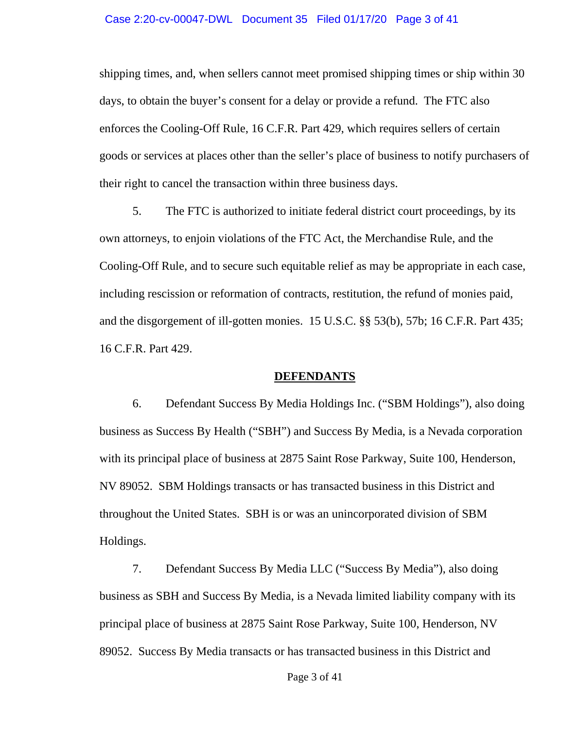shipping times, and, when sellers cannot meet promised shipping times or ship within 30 days, to obtain the buyer's consent for a delay or provide a refund. The FTC also enforces the Cooling-Off Rule, 16 C.F.R. Part 429, which requires sellers of certain goods or services at places other than the seller's place of business to notify purchasers of their right to cancel the transaction within three business days.

5. The FTC is authorized to initiate federal district court proceedings, by its own attorneys, to enjoin violations of the FTC Act, the Merchandise Rule, and the Cooling-Off Rule, and to secure such equitable relief as may be appropriate in each case, including rescission or reformation of contracts, restitution, the refund of monies paid, and the disgorgement of ill-gotten monies. 15 U.S.C. §§ 53(b), 57b; 16 C.F.R. Part 435; 16 C.F.R. Part 429.

## DEFENDANTS

6. Defendant Success By Media Holdings Inc. ("SBM Holdings"), also doing business as Success By Health ("SBH") and Success By Media, is a Nevada corporation with its principal place of business at 2875 Saint Rose Parkway, Suite 100, Henderson, NV 89052. SBM Holdings transacts or has transacted business in this District and throughout the United States. SBH is or was an unincorporated division of SBM Holdings.

7. Defendant Success By Media LLC ("Success By Media"), also doing business as SBH and Success By Media, is a Nevada limited liability company with its principal place of business at 2875 Saint Rose Parkway, Suite 100, Henderson, NV 89052. Success By Media transacts or has transacted business in this District and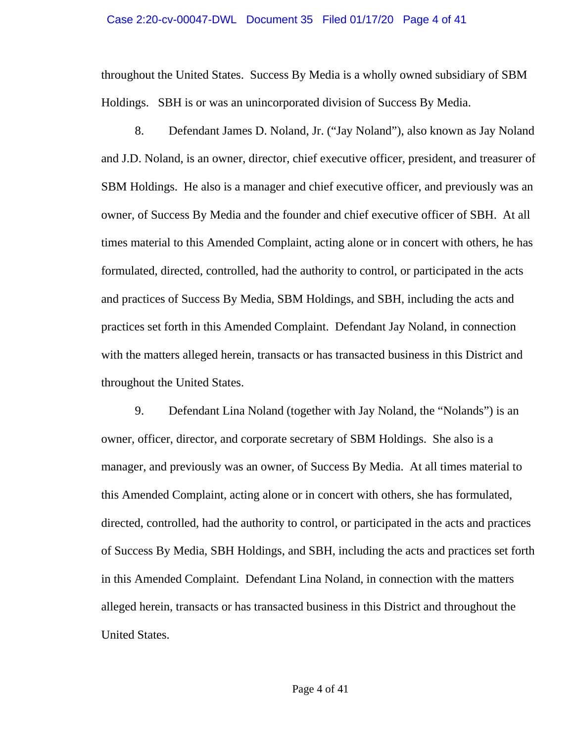throughout the United States. Success By Media is a wholly owned subsidiary of SBM Holdings. SBH is or was an unincorporated division of Success By Media.

8. Defendant James D. Noland, Jr. ("Jay Noland"), also known as Jay Noland and J.D. Noland, is an owner, director, chief executive officer, president, and treasurer of SBM Holdings. He also is a manager and chief executive officer, and previously was an owner, of Success By Media and the founder and chief executive officer of SBH. At all times material to this Amended Complaint, acting alone or in concert with others, he has formulated, directed, controlled, had the authority to control, or participated in the acts and practices of Success By Media, SBM Holdings, and SBH, including the acts and practices set forth in this Amended Complaint. Defendant Jay Noland, in connection with the matters alleged herein, transacts or has transacted business in this District and throughout the United States.

9. Defendant Lina Noland (together with Jay Noland, the "Nolands") is an owner, officer, director, and corporate secretary of SBM Holdings. She also is a manager, and previously was an owner, of Success By Media. At all times material to this Amended Complaint, acting alone or in concert with others, she has formulated, directed, controlled, had the authority to control, or participated in the acts and practices of Success By Media, SBH Holdings, and SBH, including the acts and practices set forth in this Amended Complaint. Defendant Lina Noland, in connection with the matters alleged herein, transacts or has transacted business in this District and throughout the United States.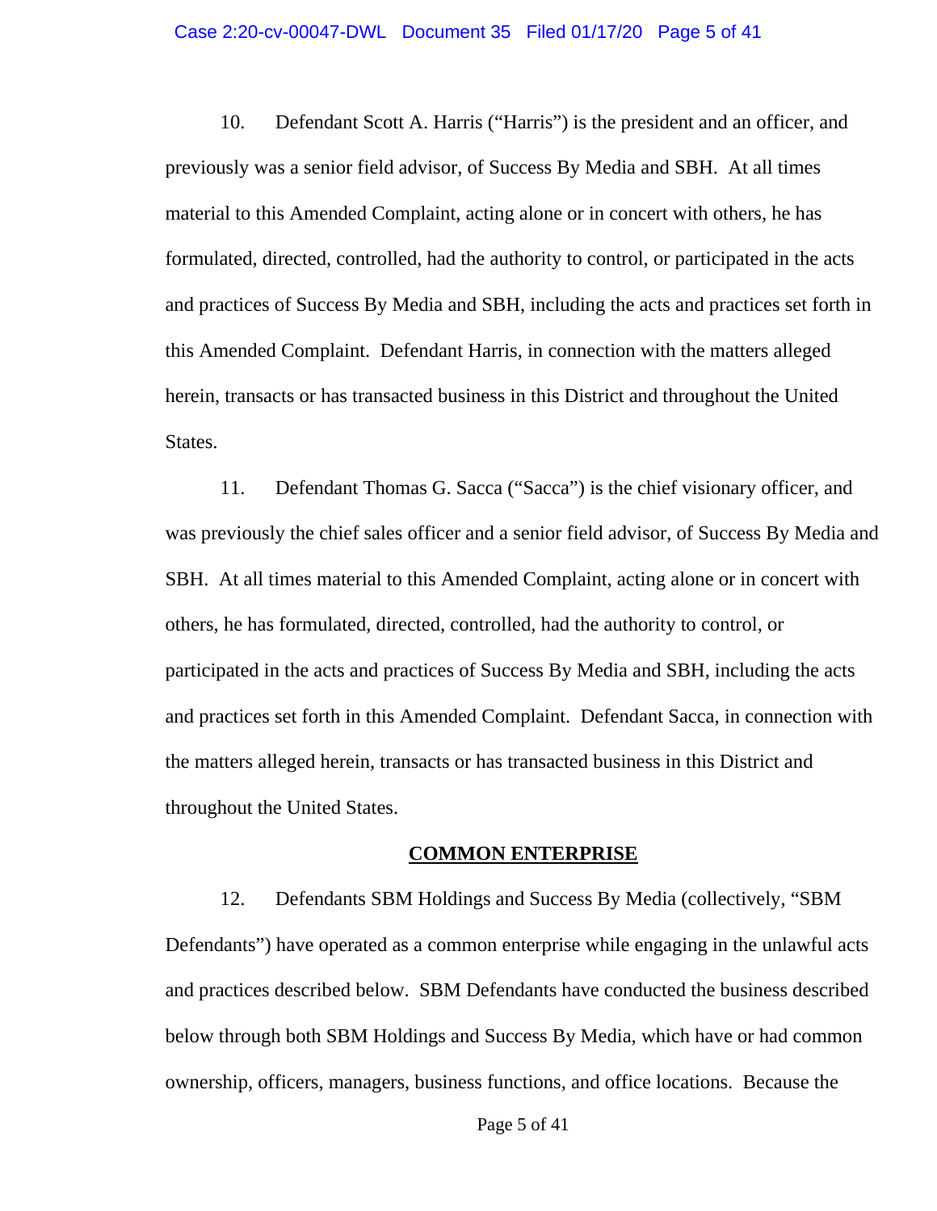10. Defendant Scott A. Harris ("Harris") is the president and an officer, and previously was a senior field advisor, of Success By Media and SBH. At all times material to this Amended Complaint, acting alone or in concert with others, he has formulated, directed, controlled, had the authority to control, or participated in the acts and practices of Success By Media and SBH, including the acts and practices set forth in this Amended Complaint. Defendant Harris, in connection with the matters alleged herein, transacts or has transacted business in this District and throughout the United States.

11. Defendant Thomas G. Sacca ("Sacca") is the chief visionary officer, and was previously the chief sales officer and a senior field advisor, of Success By Media and SBH. At all times material to this Amended Complaint, acting alone or in concert with others, he has formulated, directed, controlled, had the authority to control, or participated in the acts and practices of Success By Media and SBH, including the acts and practices set forth in this Amended Complaint. Defendant Sacca, in connection with the matters alleged herein, transacts or has transacted business in this District and throughout the United States.

## COMMON ENTERPRISE

12. Defendants SBM Holdings and Success By Media (collectively, "SBM Defendants") have operated as a common enterprise while engaging in the unlawful acts and practices described below. SBM Defendants have conducted the business described below through both SBM Holdings and Success By Media, which have or had common ownership, officers, managers, business functions, and office locations. Because the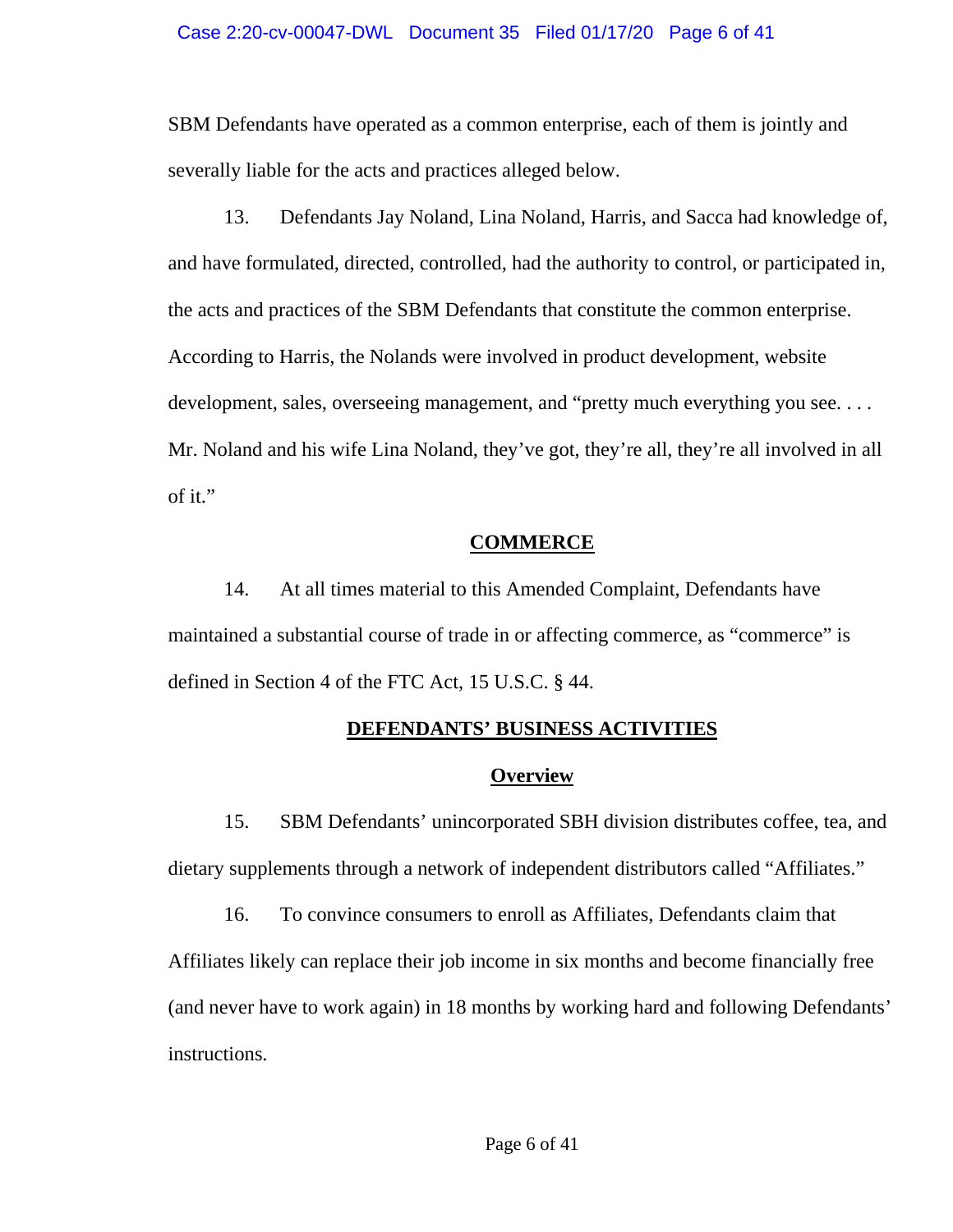SBM Defendants have operated as a common enterprise, each of them is jointly and severally liable for the acts and practices alleged below.

13. Defendants Jay Noland, Lina Noland, Harris, and Sacca had knowledge of, and have formulated, directed, controlled, had the authority to control, or participated in, the acts and practices of the SBM Defendants that constitute the common enterprise. According to Harris, the Nolands were involved in product development, website development, sales, overseeing management, and "pretty much everything you see. . . . Mr. Noland and his wife Lina Noland, they've got, they're all, they're all involved in all of it."

## COMMERCE

14. At all times material to this Amended Complaint, Defendants have maintained a substantial course of trade in or affecting commerce, as "commerce" is defined in Section 4 of the FTC Act, 15 U.S.C. § 44.

## DEFENDANTS' BUSINESS ACTIVITIES

### Overview

15. SBM Defendants' unincorporated SBH division distributes coffee, tea, and dietary supplements through a network of independent distributors called "Affiliates."

16. To convince consumers to enroll as Affiliates, Defendants claim that Affiliates likely can replace their job income in six months and become financially free (and never have to work again) in 18 months by working hard and following Defendants' instructions.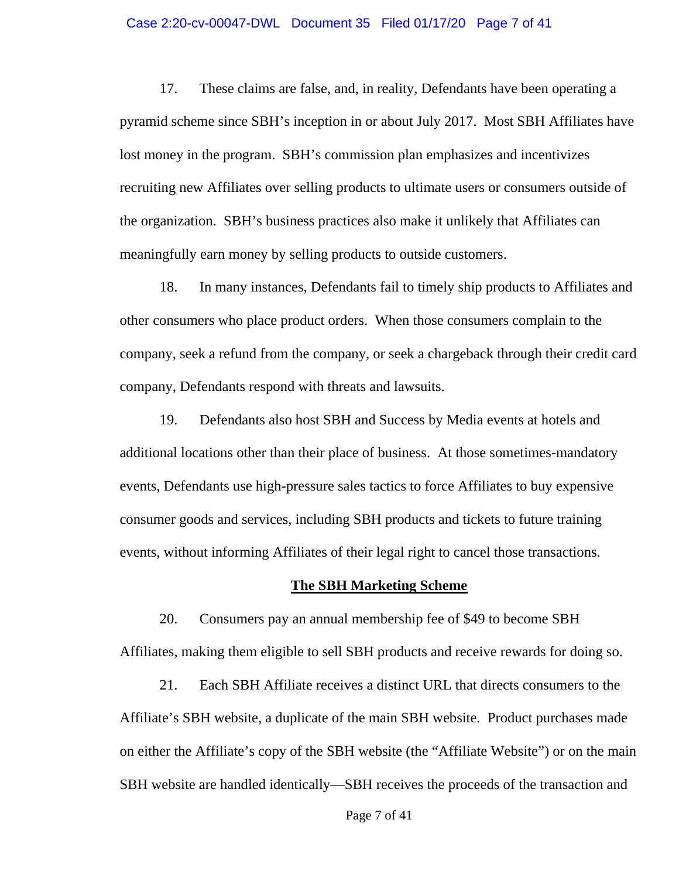17. These claims are false, and, in reality, Defendants have been operating a pyramid scheme since SBH's inception in or about July 2017. Most SBH Affiliates have lost money in the program. SBH's commission plan emphasizes and incentivizes recruiting new Affiliates over selling products to ultimate users or consumers outside of the organization. SBH's business practices also make it unlikely that Affiliates can meaningfully earn money by selling products to outside customers.

18. In many instances, Defendants fail to timely ship products to Affiliates and other consumers who place product orders. When those consumers complain to the company, seek a refund from the company, or seek a chargeback through their credit card company, Defendants respond with threats and lawsuits.

19. Defendants also host SBH and Success by Media events at hotels and additional locations other than their place of business. At those sometimes-mandatory events, Defendants use high-pressure sales tactics to force Affiliates to buy expensive consumer goods and services, including SBH products and tickets to future training events, without informing Affiliates of their legal right to cancel those transactions.

## The SBH Marketing Scheme

20. Consumers pay an annual membership fee of $49 to become SBH Affiliates, making them eligible to sell SBH products and receive rewards for doing so.

21. Each SBH Affiliate receives a distinct URL that directs consumers to the Affiliate's SBH website, a duplicate of the main SBH website. Product purchases made on either the Affiliate's copy of the SBH website (the "Affiliate Website") or on the main SBH website are handled identically—SBH receives the proceeds of the transaction and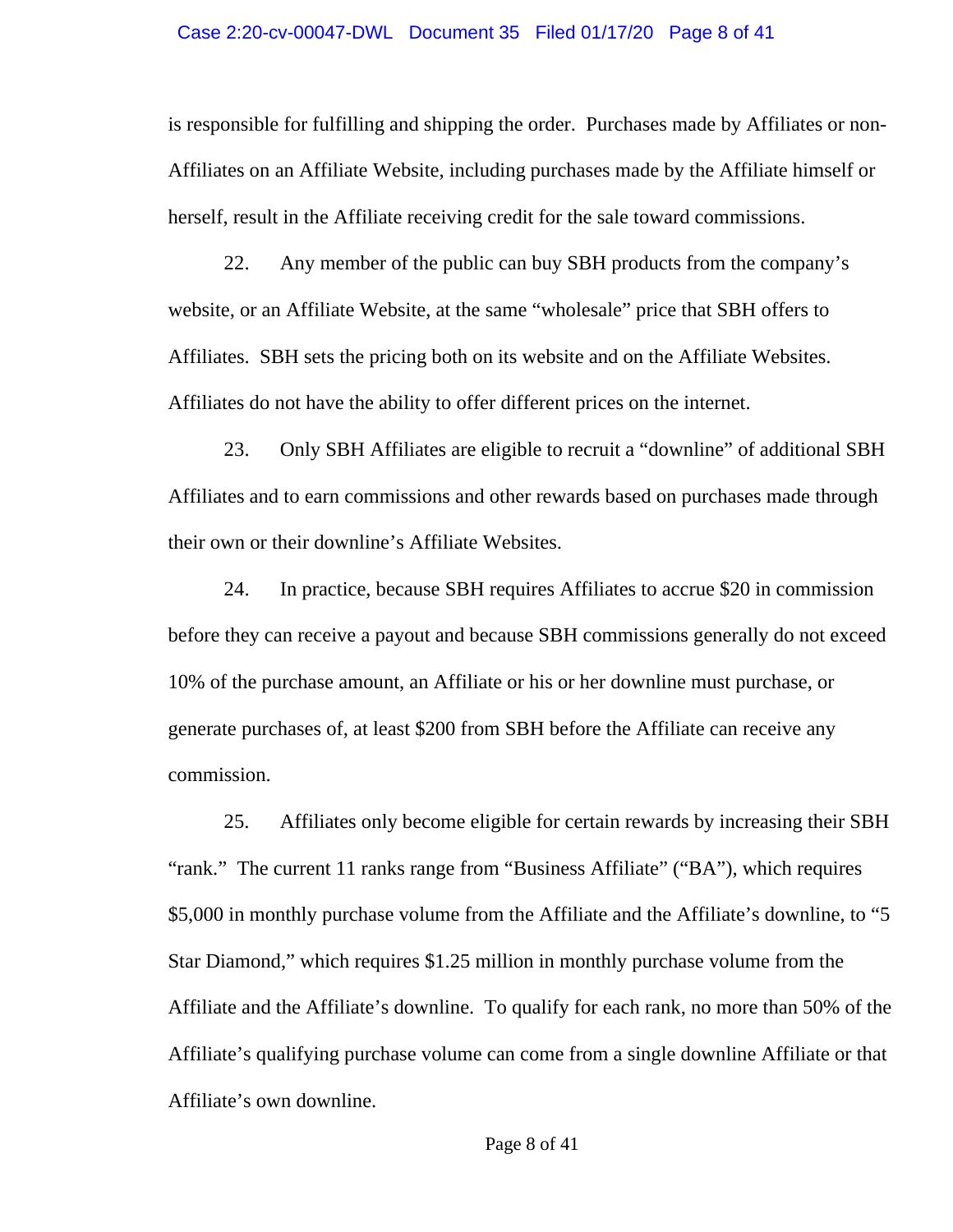is responsible for fulfilling and shipping the order. Purchases made by Affiliates or non-Affiliates on an Affiliate Website, including purchases made by the Affiliate himself or herself, result in the Affiliate receiving credit for the sale toward commissions.

22. Any member of the public can buy SBH products from the company's website, or an Affiliate Website, at the same "wholesale" price that SBH offers to Affiliates. SBH sets the pricing both on its website and on the Affiliate Websites. Affiliates do not have the ability to offer different prices on the internet.

23. Only SBH Affiliates are eligible to recruit a "downline" of additional SBH Affiliates and to earn commissions and other rewards based on purchases made through their own or their downline's Affiliate Websites.

24. In practice, because SBH requires Affiliates to accrue $20 in commission before they can receive a payout and because SBH commissions generally do not exceed 10% of the purchase amount, an Affiliate or his or her downline must purchase, or generate purchases of, at least $200 from SBH before the Affiliate can receive any commission.

25. Affiliates only become eligible for certain rewards by increasing their SBH "rank." The current 11 ranks range from "Business Affiliate" ("BA"), which requires $5,000 in monthly purchase volume from the Affiliate and the Affiliate's downline, to "5 Star Diamond," which requires $1.25 million in monthly purchase volume from the Affiliate and the Affiliate's downline. To qualify for each rank, no more than 50% of the Affiliate's qualifying purchase volume can come from a single downline Affiliate or that Affiliate's own downline.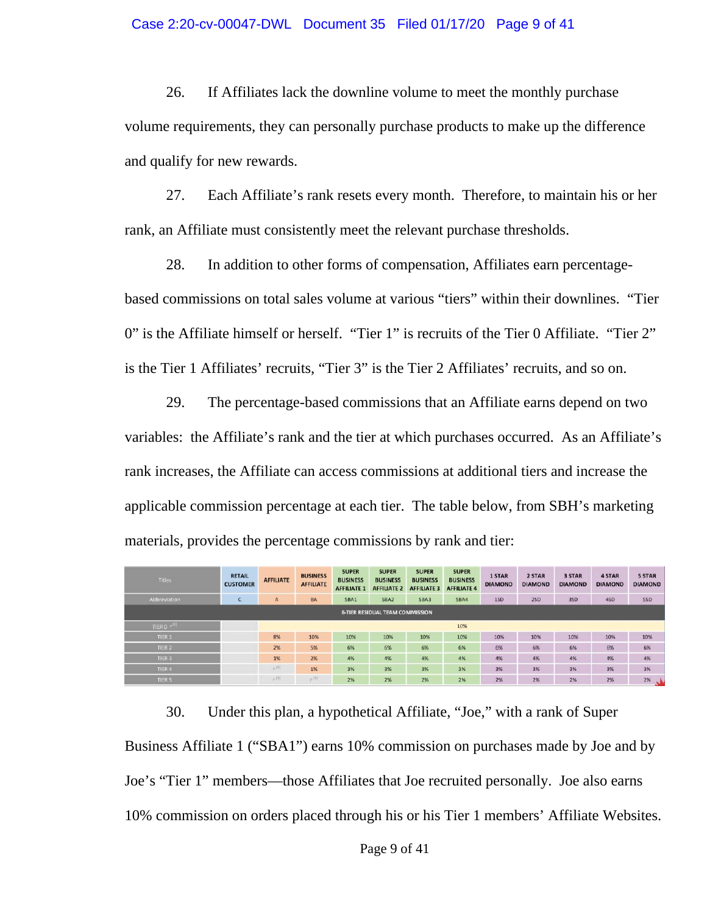26. If Affiliates lack the downline volume to meet the monthly purchase volume requirements, they can personally purchase products to make up the difference and qualify for new rewards.

27. Each Affiliate's rank resets every month. Therefore, to maintain his or her rank, an Affiliate must consistently meet the relevant purchase thresholds.

28. In addition to other forms of compensation, Affiliates earn percentage-based commissions on total sales volume at various "tiers" within their downlines. "Tier 0" is the Affiliate himself or herself. "Tier 1" is recruits of the Tier 0 Affiliate. "Tier 2" is the Tier 1 Affiliates' recruits, "Tier 3" is the Tier 2 Affiliates' recruits, and so on.

29. The percentage-based commissions that an Affiliate earns depend on two variables: the Affiliate's rank and the tier at which purchases occurred. As an Affiliate's rank increases, the Affiliate can access commissions at additional tiers and increase the applicable commission percentage at each tier. The table below, from SBH's marketing materials, provides the percentage commissions by rank and tier:

| Titles | RETAIL CUSTOMER | AFFILIATE | BUSINESS AFFILIATE | SUPER BUSINESS AFFILIATE 1 | SUPER BUSINESS AFFILIATE 2 | SUPER BUSINESS AFFILIATE 3 | SUPER BUSINESS AFFILIATE 4 | 1 STAR DIAMOND | 2 STAR DIAMOND | 3 STAR DIAMOND | 4 STAR DIAMOND | 5 STAR DIAMOND |
|---|---|---|---|---|---|---|---|---|---|---|---|---|
| Abbreviation | C | A | BA | SBA1 | SBA2 | SBA3 | SBA4 | 1SD | 2SD | 3SD | 4SD | 5SD |
| 6-TIER RESIDUAL TEAM COMMISSION | | | | | | | | | | | | |
| TIER 0 [8] | | 10% | | | | | | | | | | |
| TIER 1 | | 8% | 10% | 10% | 10% | 10% | 10% | 10% | 10% | 10% | 10% | 10% |
| TIER 2 | | 2% | 5% | 6% | 6% | 6% | 6% | 6% | 6% | 6% | 6% | 6% |
| TIER 3 | | 1% | 2% | 4% | 4% | 4% | 4% | 4% | 4% | 4% | 4% | 4% |
| TIER 4 | | [9] | 1% | 3% | 3% | 3% | 3% | 3% | 3% | 3% | 3% | 3% |
| TIER 5 | | [9] | [9] | 2% | 2% | 2% | 2% | 2% | 2% | 2% | 2% | 2% |

30. Under this plan, a hypothetical Affiliate, "Joe," with a rank of Super Business Affiliate 1 ("SBA1") earns 10% commission on purchases made by Joe and by Joe's "Tier 1" members—those Affiliates that Joe recruited personally. Joe also earns 10% commission on orders placed through his or his Tier 1 members' Affiliate Websites.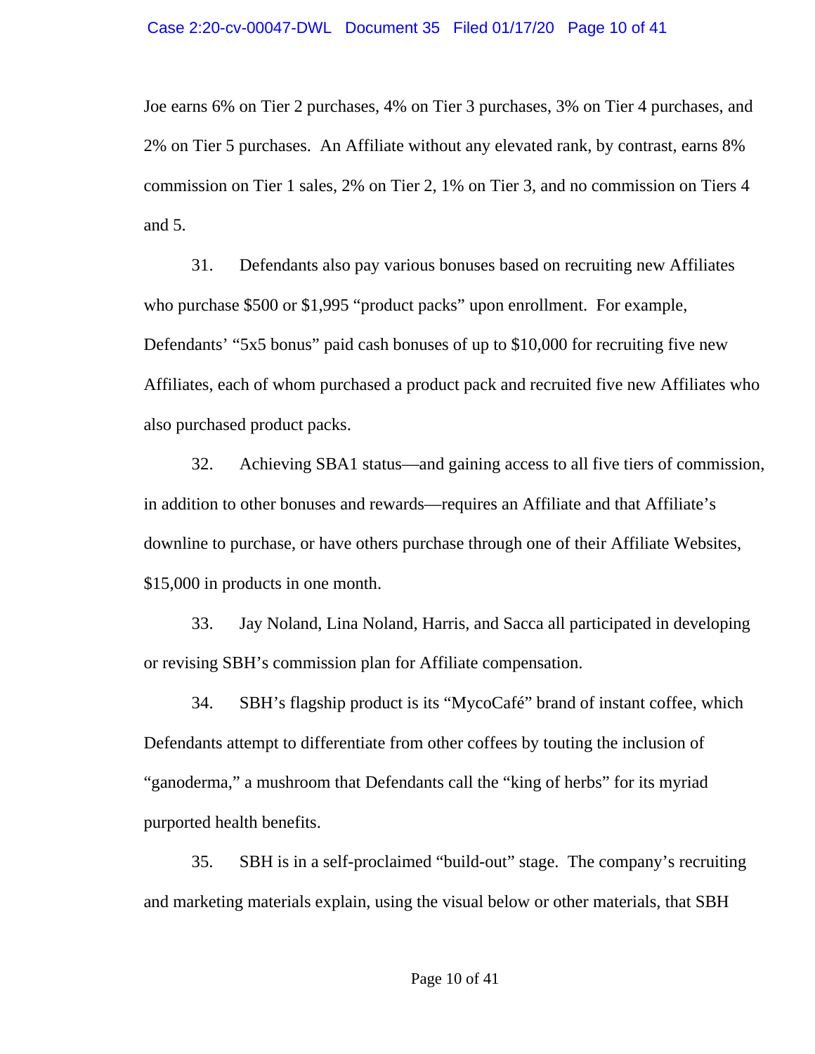Joe earns 6% on Tier 2 purchases, 4% on Tier 3 purchases, 3% on Tier 4 purchases, and 2% on Tier 5 purchases. An Affiliate without any elevated rank, by contrast, earns 8% commission on Tier 1 sales, 2% on Tier 2, 1% on Tier 3, and no commission on Tiers 4 and 5.

31. Defendants also pay various bonuses based on recruiting new Affiliates who purchase $500 or $1,995 "product packs" upon enrollment. For example, Defendants' "5x5 bonus" paid cash bonuses of up to $10,000 for recruiting five new Affiliates, each of whom purchased a product pack and recruited five new Affiliates who also purchased product packs.

32. Achieving SBA1 status—and gaining access to all five tiers of commission, in addition to other bonuses and rewards—requires an Affiliate and that Affiliate's downline to purchase, or have others purchase through one of their Affiliate Websites, $15,000 in products in one month.

33. Jay Noland, Lina Noland, Harris, and Sacca all participated in developing or revising SBH's commission plan for Affiliate compensation.

34. SBH's flagship product is its "MycoCafé" brand of instant coffee, which Defendants attempt to differentiate from other coffees by touting the inclusion of "ganoderma," a mushroom that Defendants call the "king of herbs" for its myriad purported health benefits.

35. SBH is in a self-proclaimed "build-out" stage. The company's recruiting and marketing materials explain, using the visual below or other materials, that SBH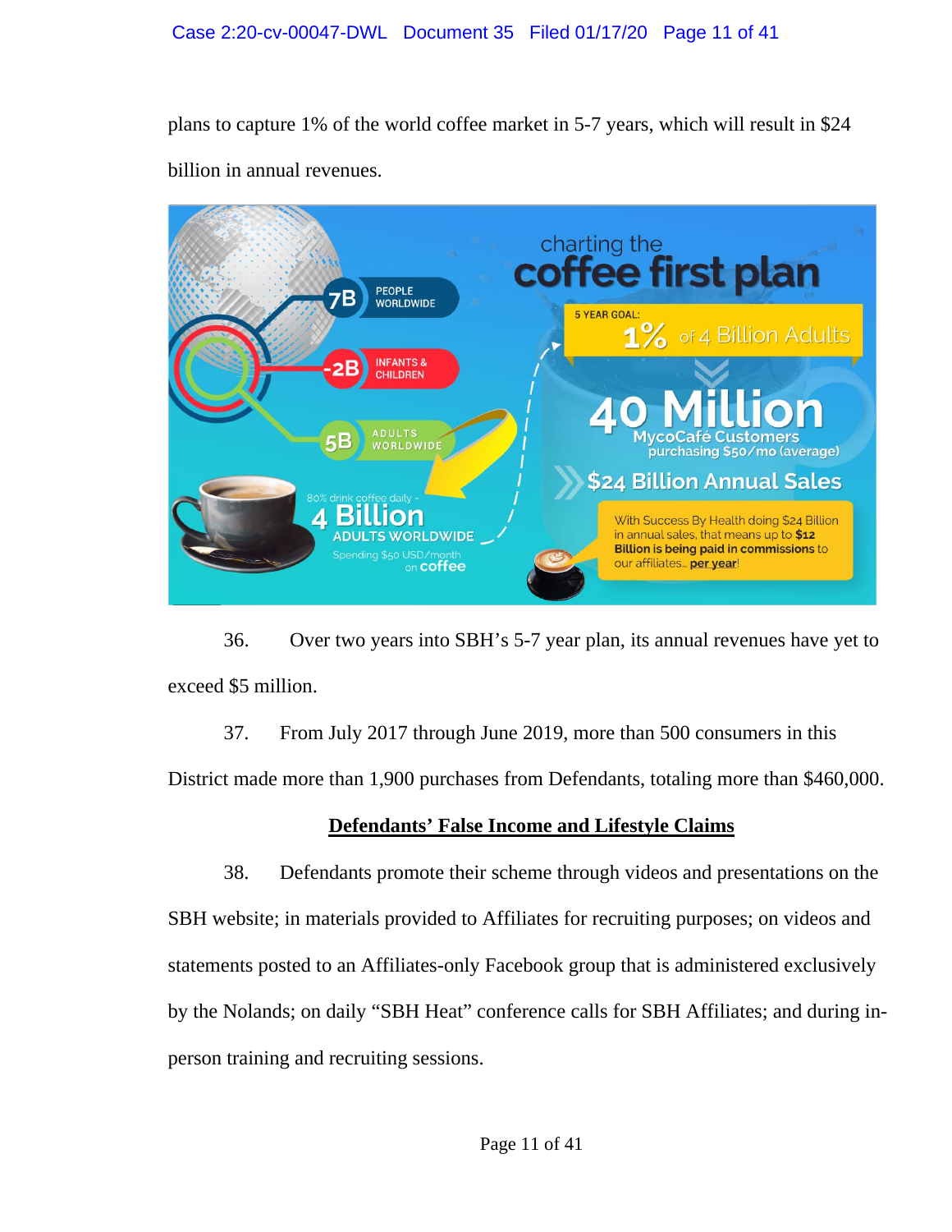plans to capture 1% of the world coffee market in 5-7 years, which will result in $24 billion in annual revenues.

36. Over two years into SBH's 5-7 year plan, its annual revenues have yet to exceed $5 million.

37. From July 2017 through June 2019, more than 500 consumers in this District made more than 1,900 purchases from Defendants, totaling more than $460,000.

## Defendants' False Income and Lifestyle Claims

38. Defendants promote their scheme through videos and presentations on the SBH website; in materials provided to Affiliates for recruiting purposes; on videos and statements posted to an Affiliates-only Facebook group that is administered exclusively by the Nolands; on daily "SBH Heat" conference calls for SBH Affiliates; and during in-person training and recruiting sessions.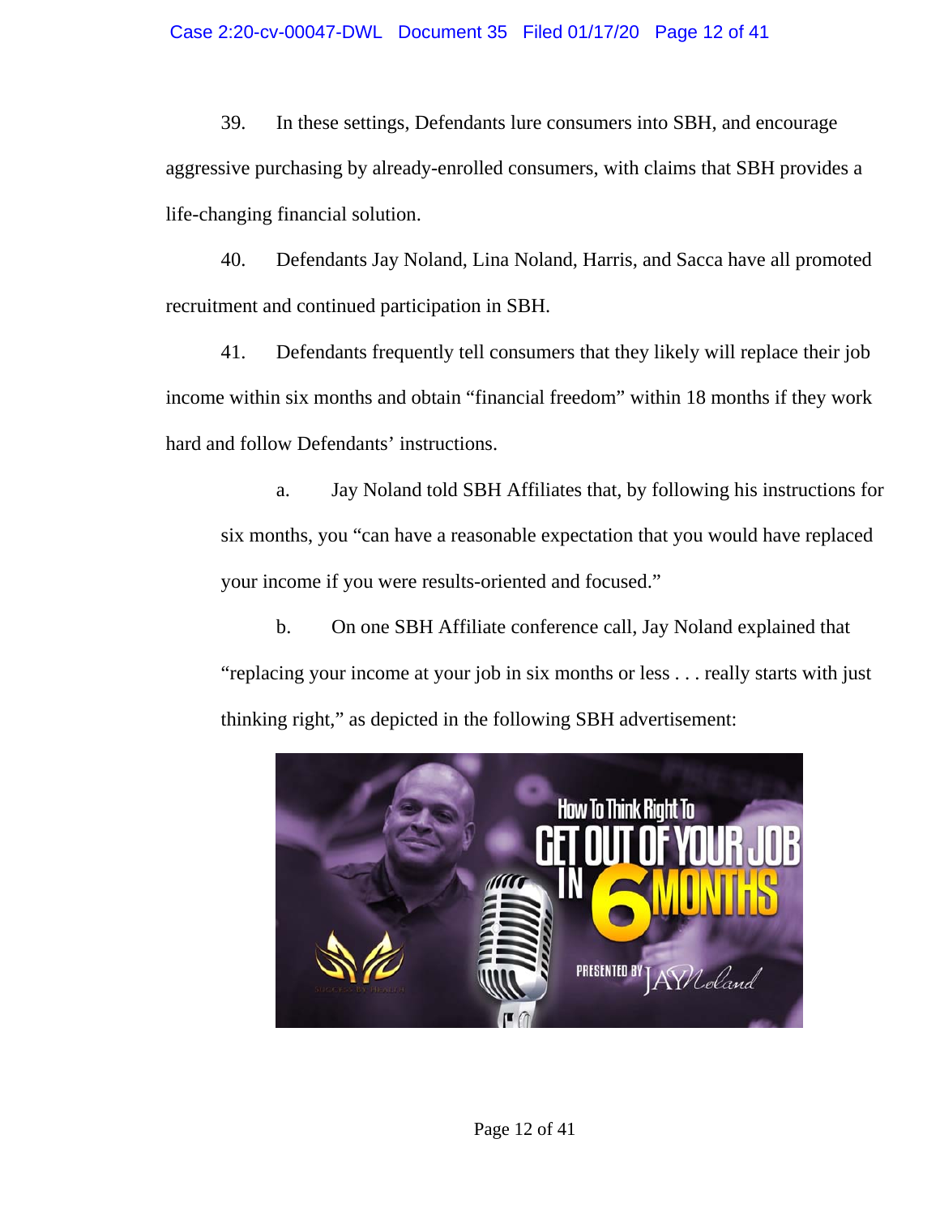39. In these settings, Defendants lure consumers into SBH, and encourage aggressive purchasing by already-enrolled consumers, with claims that SBH provides a life-changing financial solution.

40. Defendants Jay Noland, Lina Noland, Harris, and Sacca have all promoted recruitment and continued participation in SBH.

41. Defendants frequently tell consumers that they likely will replace their job income within six months and obtain "financial freedom" within 18 months if they work hard and follow Defendants' instructions.

   a. Jay Noland told SBH Affiliates that, by following his instructions for six months, you "can have a reasonable expectation that you would have replaced your income if you were results-oriented and focused."

   b. On one SBH Affiliate conference call, Jay Noland explained that "replacing your income at your job in six months or less . . . really starts with just thinking right," as depicted in the following SBH advertisement: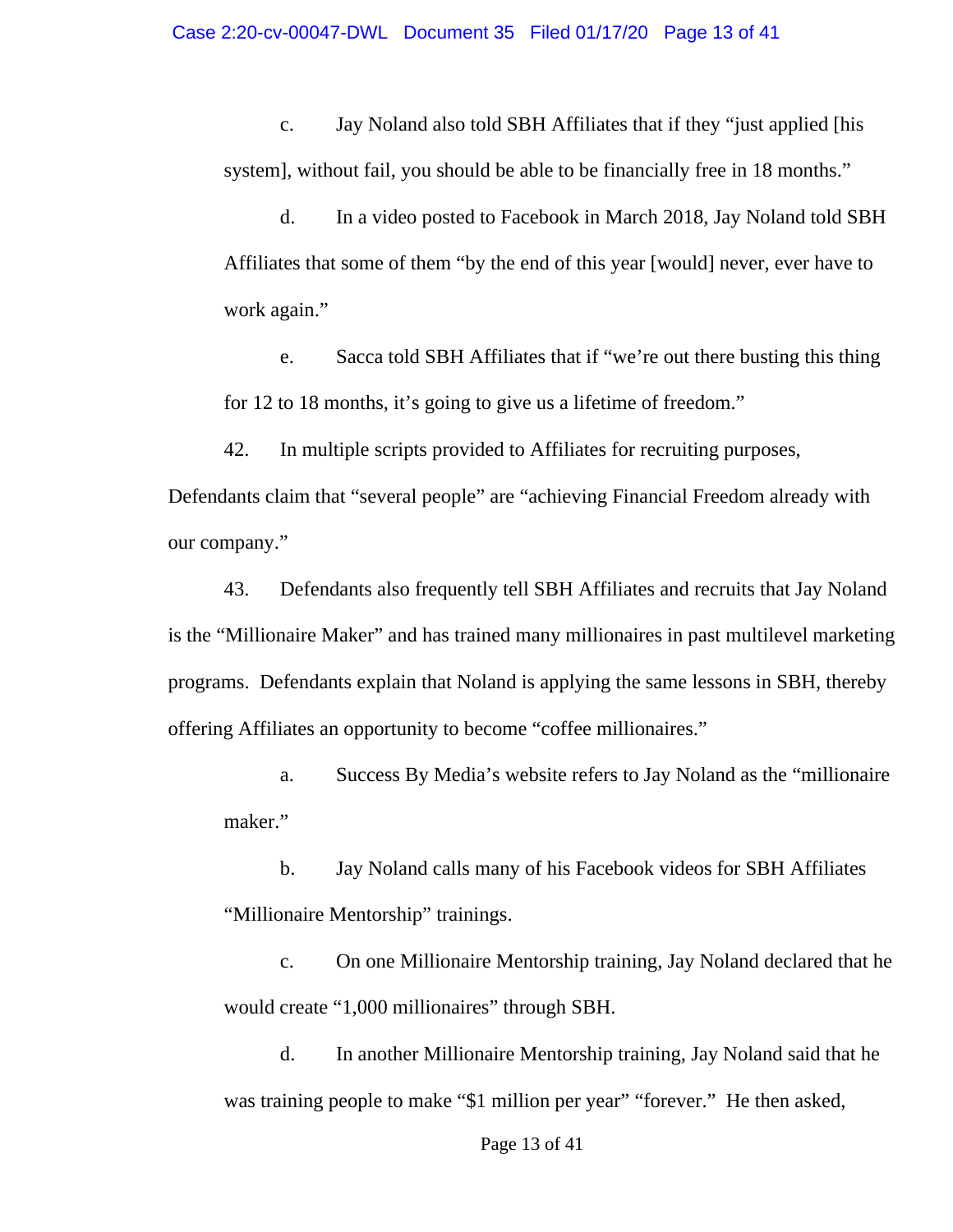c. Jay Noland also told SBH Affiliates that if they "just applied [his system], without fail, you should be able to be financially free in 18 months."

d. In a video posted to Facebook in March 2018, Jay Noland told SBH Affiliates that some of them "by the end of this year [would] never, ever have to work again."

e. Sacca told SBH Affiliates that if "we're out there busting this thing for 12 to 18 months, it's going to give us a lifetime of freedom."

42. In multiple scripts provided to Affiliates for recruiting purposes, Defendants claim that "several people" are "achieving Financial Freedom already with our company."

43. Defendants also frequently tell SBH Affiliates and recruits that Jay Noland is the "Millionaire Maker" and has trained many millionaires in past multilevel marketing programs. Defendants explain that Noland is applying the same lessons in SBH, thereby offering Affiliates an opportunity to become "coffee millionaires."

a. Success By Media's website refers to Jay Noland as the "millionaire maker."

b. Jay Noland calls many of his Facebook videos for SBH Affiliates "Millionaire Mentorship" trainings.

c. On one Millionaire Mentorship training, Jay Noland declared that he would create "1,000 millionaires" through SBH.

d. In another Millionaire Mentorship training, Jay Noland said that he was training people to make "$1 million per year" "forever." He then asked,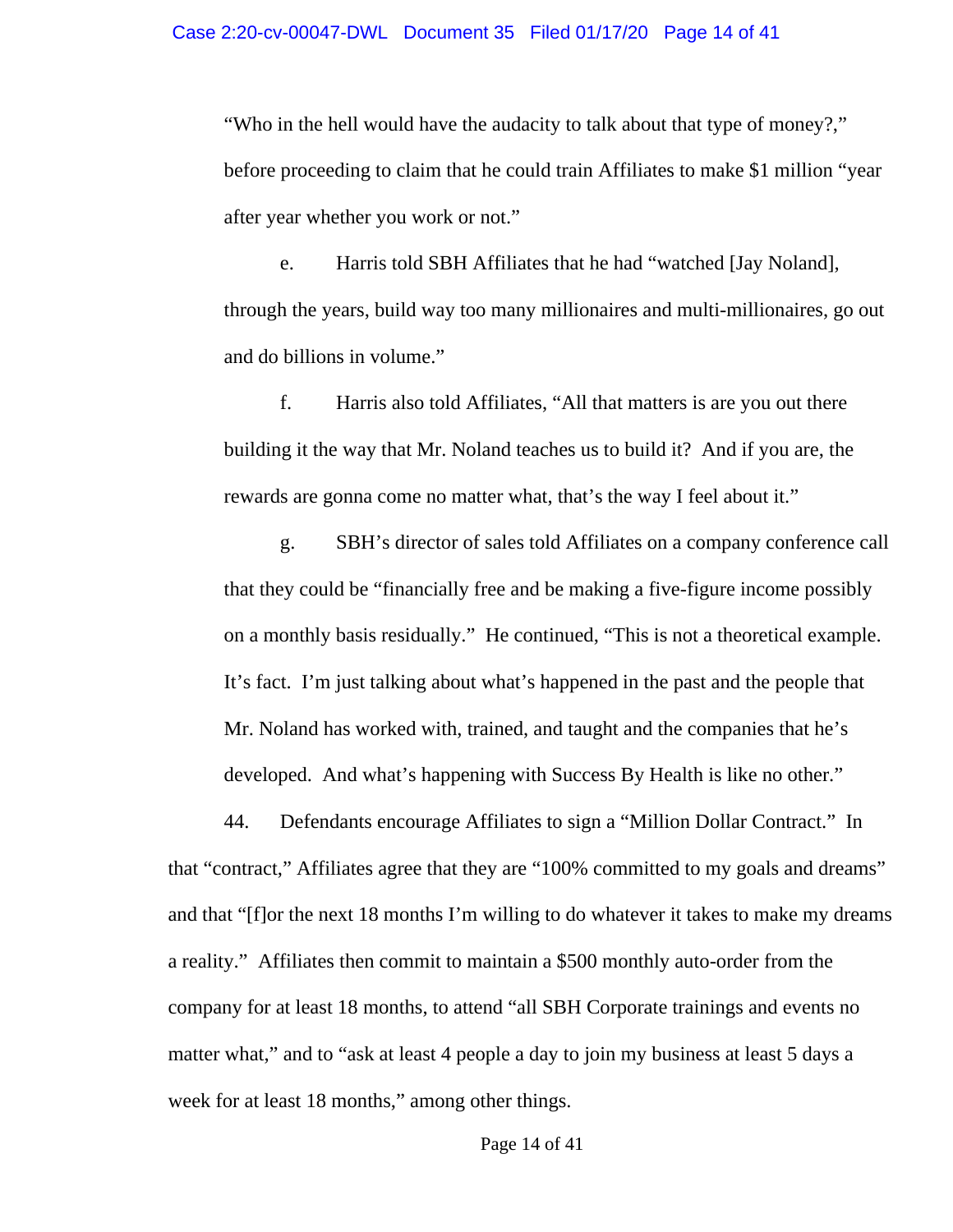"Who in the hell would have the audacity to talk about that type of money?," before proceeding to claim that he could train Affiliates to make $1 million "year after year whether you work or not."

e. Harris told SBH Affiliates that he had "watched [Jay Noland], through the years, build way too many millionaires and multi-millionaires, go out and do billions in volume."

f. Harris also told Affiliates, "All that matters is are you out there building it the way that Mr. Noland teaches us to build it? And if you are, the rewards are gonna come no matter what, that's the way I feel about it."

g. SBH's director of sales told Affiliates on a company conference call that they could be "financially free and be making a five-figure income possibly on a monthly basis residually." He continued, "This is not a theoretical example. It's fact. I'm just talking about what's happened in the past and the people that Mr. Noland has worked with, trained, and taught and the companies that he's developed. And what's happening with Success By Health is like no other."

44. Defendants encourage Affiliates to sign a "Million Dollar Contract." In that "contract," Affiliates agree that they are "100% committed to my goals and dreams" and that "[f]or the next 18 months I'm willing to do whatever it takes to make my dreams a reality." Affiliates then commit to maintain a $500 monthly auto-order from the company for at least 18 months, to attend "all SBH Corporate trainings and events no matter what," and to "ask at least 4 people a day to join my business at least 5 days a week for at least 18 months," among other things.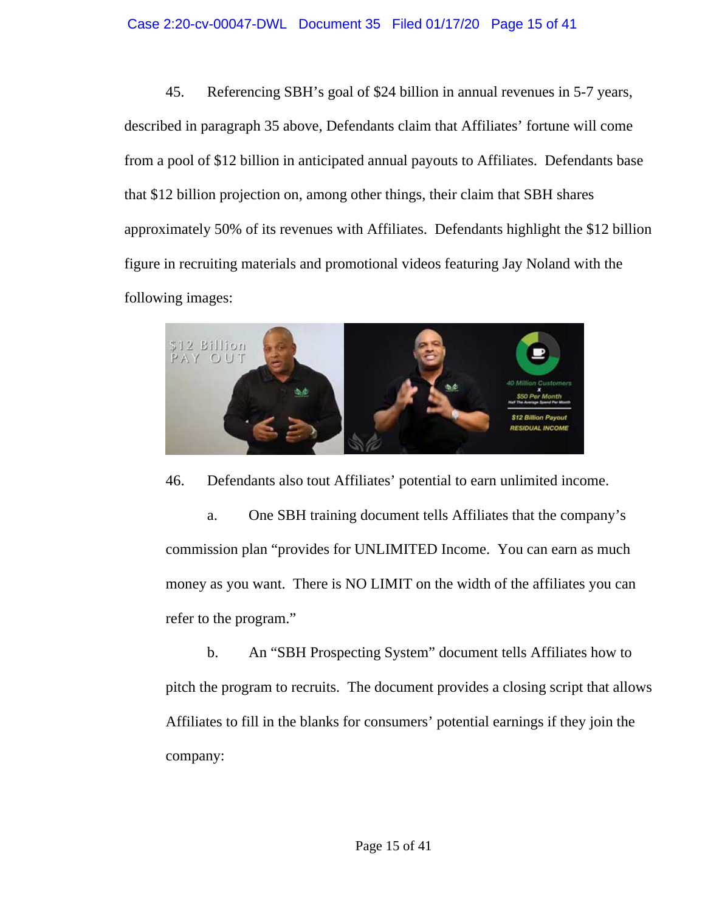45. Referencing SBH's goal of $24 billion in annual revenues in 5-7 years, described in paragraph 35 above, Defendants claim that Affiliates' fortune will come from a pool of $12 billion in anticipated annual payouts to Affiliates. Defendants base that $12 billion projection on, among other things, their claim that SBH shares approximately 50% of its revenues with Affiliates. Defendants highlight the $12 billion figure in recruiting materials and promotional videos featuring Jay Noland with the following images:

46. Defendants also tout Affiliates' potential to earn unlimited income.

a. One SBH training document tells Affiliates that the company's commission plan "provides for UNLIMITED Income. You can earn as much money as you want. There is NO LIMIT on the width of the affiliates you can refer to the program."

b. An "SBH Prospecting System" document tells Affiliates how to pitch the program to recruits. The document provides a closing script that allows Affiliates to fill in the blanks for consumers' potential earnings if they join the company: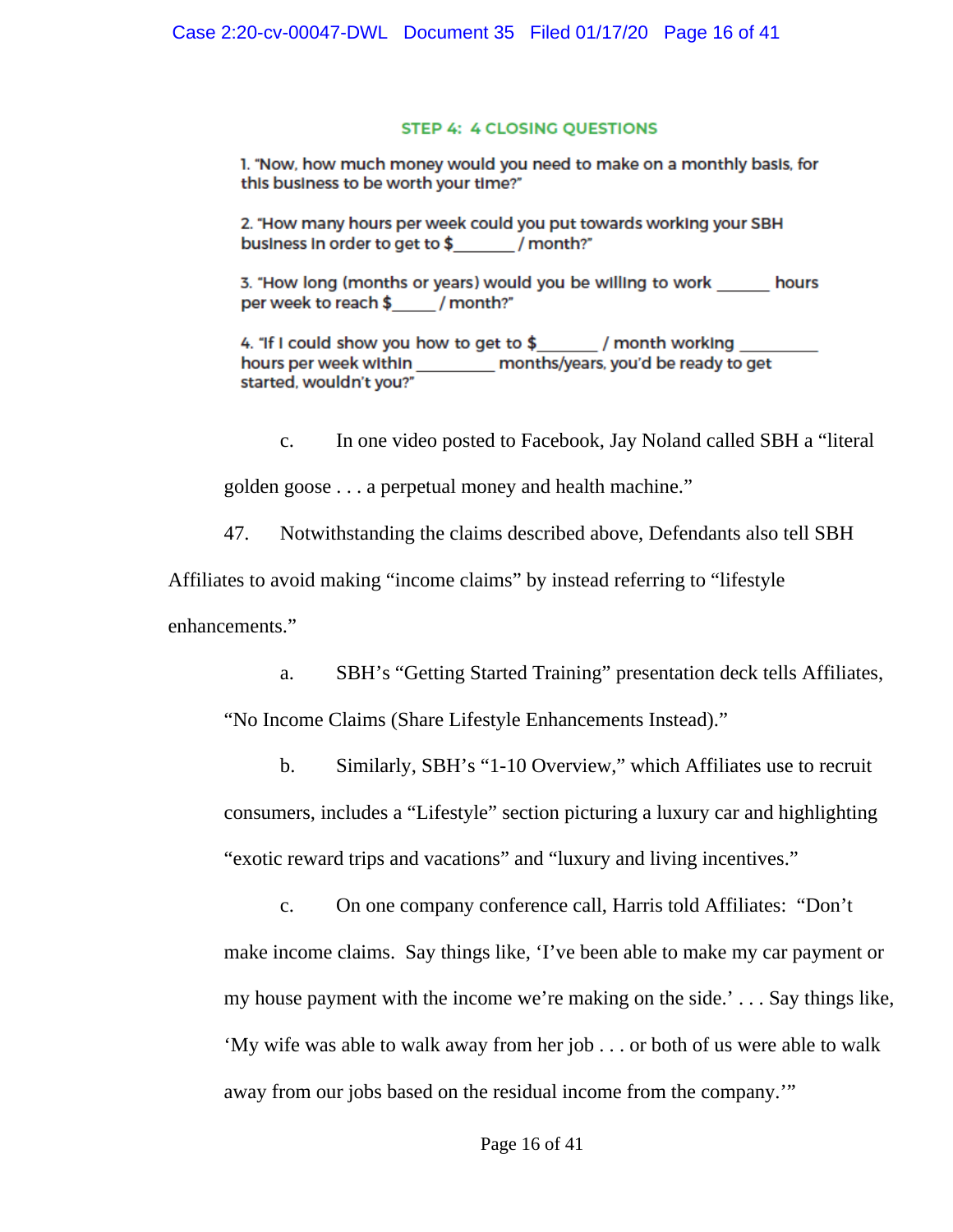### STEP 4: 4 CLOSING QUESTIONS

1. "Now, how much money would you need to make on a monthly basis, for this business to be worth your time?"

2. "How many hours per week could you put towards working your SBH business in order to get to $_______ / month?"

3. "How long (months or years) would you be willing to work ______ hours per week to reach $_____ / month?"

4. "If I could show you how to get to $_______ / month working _________ hours per week within _________ months/years, you'd be ready to get started, wouldn't you?"

c. In one video posted to Facebook, Jay Noland called SBH a "literal golden goose . . . a perpetual money and health machine."

47. Notwithstanding the claims described above, Defendants also tell SBH Affiliates to avoid making "income claims" by instead referring to "lifestyle enhancements."

a. SBH's "Getting Started Training" presentation deck tells Affiliates, "No Income Claims (Share Lifestyle Enhancements Instead)."

b. Similarly, SBH's "1-10 Overview," which Affiliates use to recruit consumers, includes a "Lifestyle" section picturing a luxury car and highlighting "exotic reward trips and vacations" and "luxury and living incentives."

c. On one company conference call, Harris told Affiliates: "Don't make income claims. Say things like, 'I've been able to make my car payment or my house payment with the income we're making on the side.' . . . Say things like, 'My wife was able to walk away from her job . . . or both of us were able to walk away from our jobs based on the residual income from the company.'"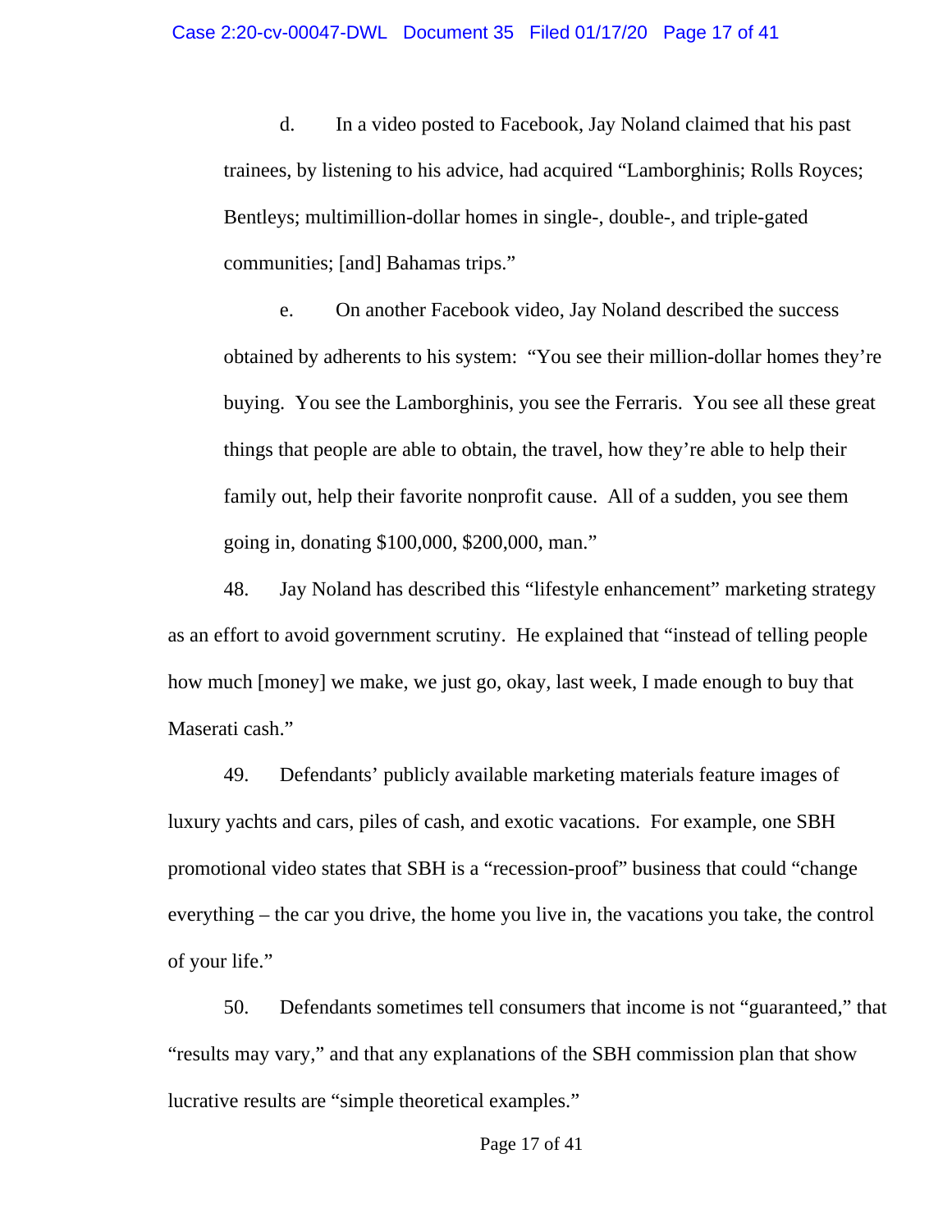d. In a video posted to Facebook, Jay Noland claimed that his past trainees, by listening to his advice, had acquired "Lamborghinis; Rolls Royces; Bentleys; multimillion-dollar homes in single-, double-, and triple-gated communities; [and] Bahamas trips."

e. On another Facebook video, Jay Noland described the success obtained by adherents to his system: "You see their million-dollar homes they're buying. You see the Lamborghinis, you see the Ferraris. You see all these great things that people are able to obtain, the travel, how they're able to help their family out, help their favorite nonprofit cause. All of a sudden, you see them going in, donating $100,000, $200,000, man."

48. Jay Noland has described this "lifestyle enhancement" marketing strategy as an effort to avoid government scrutiny. He explained that "instead of telling people how much [money] we make, we just go, okay, last week, I made enough to buy that Maserati cash."

49. Defendants' publicly available marketing materials feature images of luxury yachts and cars, piles of cash, and exotic vacations. For example, one SBH promotional video states that SBH is a "recession-proof" business that could "change everything – the car you drive, the home you live in, the vacations you take, the control of your life."

50. Defendants sometimes tell consumers that income is not "guaranteed," that "results may vary," and that any explanations of the SBH commission plan that show lucrative results are "simple theoretical examples."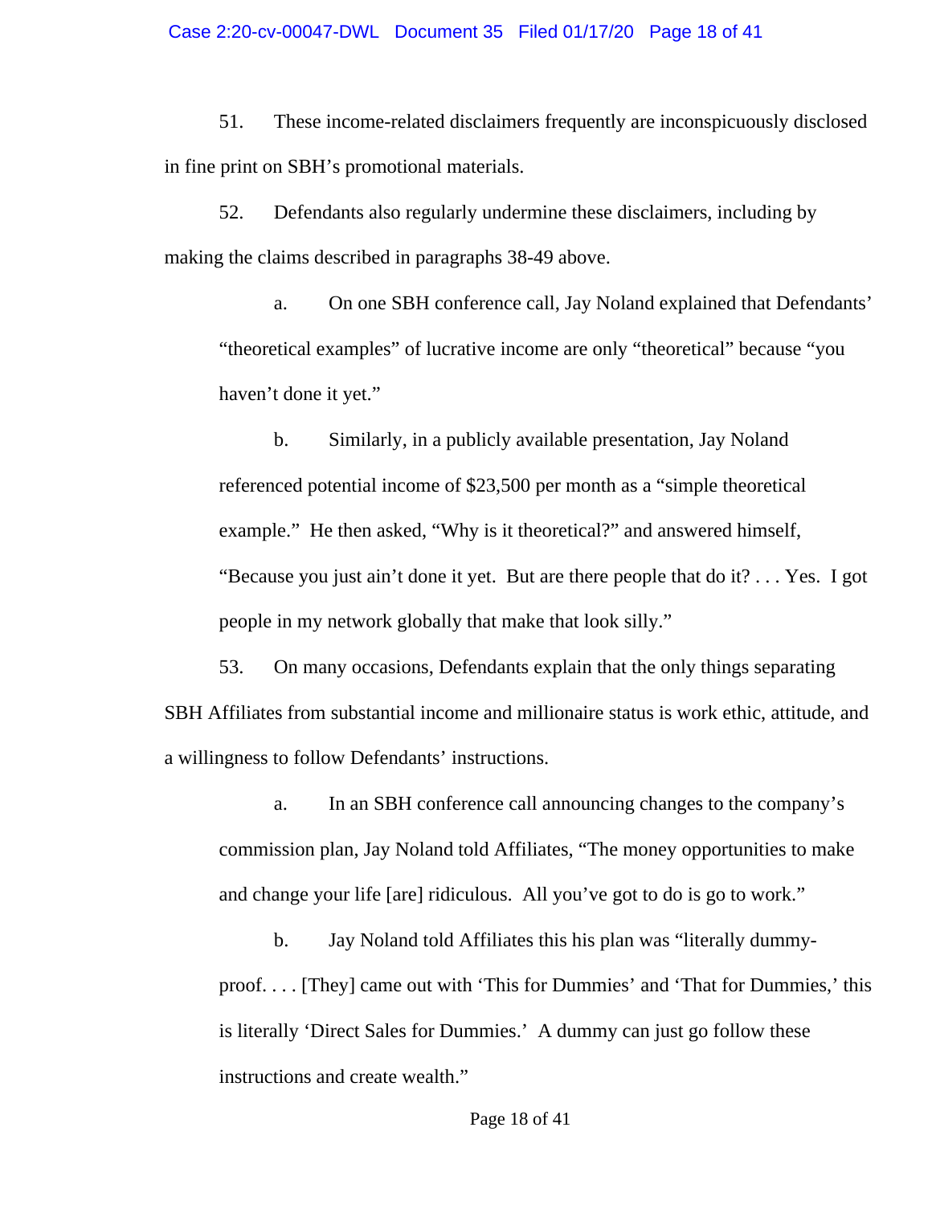51. These income-related disclaimers frequently are inconspicuously disclosed in fine print on SBH's promotional materials.

52. Defendants also regularly undermine these disclaimers, including by making the claims described in paragraphs 38-49 above.

> a. On one SBH conference call, Jay Noland explained that Defendants' "theoretical examples" of lucrative income are only "theoretical" because "you haven't done it yet."
>
> b. Similarly, in a publicly available presentation, Jay Noland referenced potential income of $23,500 per month as a "simple theoretical example." He then asked, "Why is it theoretical?" and answered himself, "Because you just ain't done it yet. But are there people that do it? . . . Yes. I got people in my network globally that make that look silly."

53. On many occasions, Defendants explain that the only things separating SBH Affiliates from substantial income and millionaire status is work ethic, attitude, and a willingness to follow Defendants' instructions.

> a. In an SBH conference call announcing changes to the company's commission plan, Jay Noland told Affiliates, "The money opportunities to make and change your life [are] ridiculous. All you've got to do is go to work."
>
> b. Jay Noland told Affiliates this his plan was "literally dummy-proof. . . . [They] came out with 'This for Dummies' and 'That for Dummies,' this is literally 'Direct Sales for Dummies.' A dummy can just go follow these instructions and create wealth."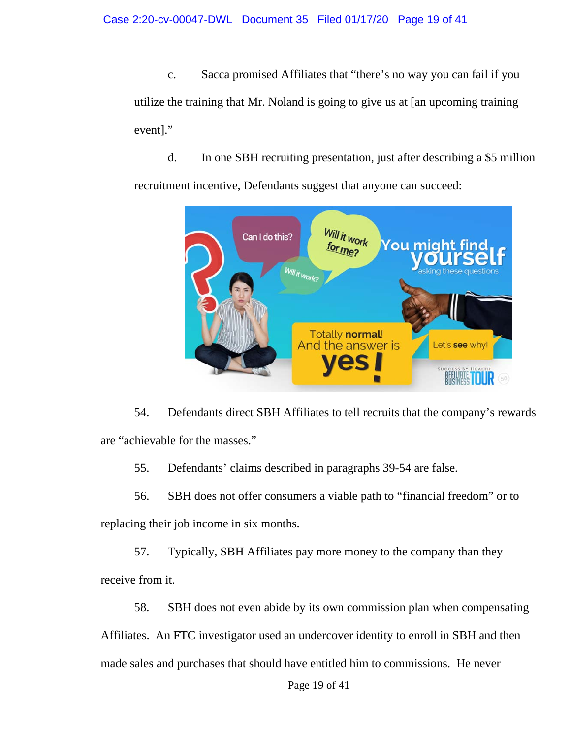c. Sacca promised Affiliates that "there's no way you can fail if you utilize the training that Mr. Noland is going to give us at [an upcoming training event]."

d. In one SBH recruiting presentation, just after describing a $5 million recruitment incentive, Defendants suggest that anyone can succeed:

54. Defendants direct SBH Affiliates to tell recruits that the company's rewards are "achievable for the masses."

55. Defendants' claims described in paragraphs 39-54 are false.

56. SBH does not offer consumers a viable path to "financial freedom" or to replacing their job income in six months.

57. Typically, SBH Affiliates pay more money to the company than they receive from it.

58. SBH does not even abide by its own commission plan when compensating Affiliates. An FTC investigator used an undercover identity to enroll in SBH and then made sales and purchases that should have entitled him to commissions. He never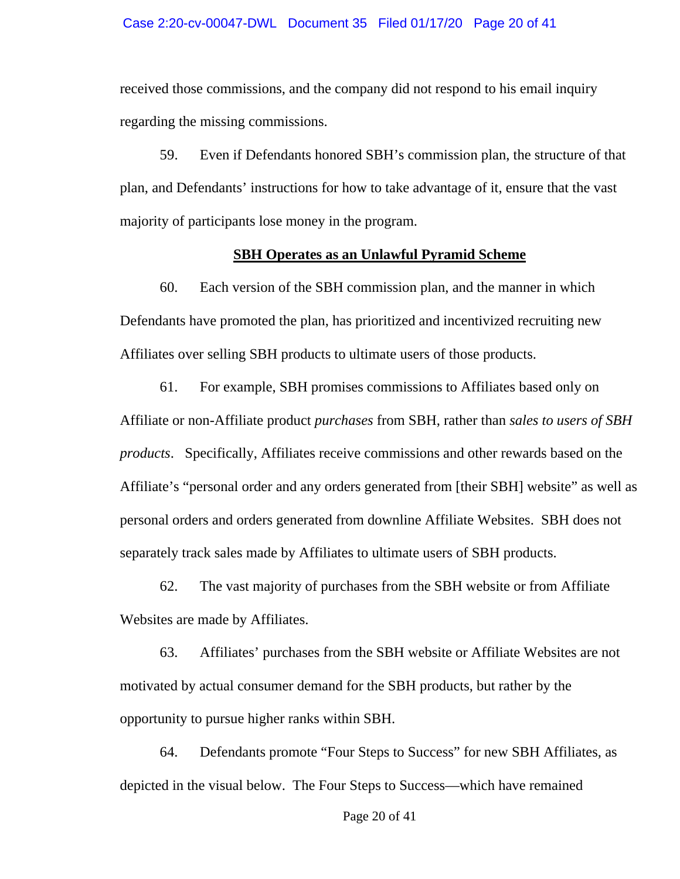received those commissions, and the company did not respond to his email inquiry regarding the missing commissions.

59. Even if Defendants honored SBH's commission plan, the structure of that plan, and Defendants' instructions for how to take advantage of it, ensure that the vast majority of participants lose money in the program.

**SBH Operates as an Unlawful Pyramid Scheme**

60. Each version of the SBH commission plan, and the manner in which Defendants have promoted the plan, has prioritized and incentivized recruiting new Affiliates over selling SBH products to ultimate users of those products.

61. For example, SBH promises commissions to Affiliates based only on Affiliate or non-Affiliate product *purchases* from SBH, rather than *sales to users of SBH products*. Specifically, Affiliates receive commissions and other rewards based on the Affiliate's "personal order and any orders generated from [their SBH] website" as well as personal orders and orders generated from downline Affiliate Websites. SBH does not separately track sales made by Affiliates to ultimate users of SBH products.

62. The vast majority of purchases from the SBH website or from Affiliate Websites are made by Affiliates.

63. Affiliates' purchases from the SBH website or Affiliate Websites are not motivated by actual consumer demand for the SBH products, but rather by the opportunity to pursue higher ranks within SBH.

64. Defendants promote "Four Steps to Success" for new SBH Affiliates, as depicted in the visual below. The Four Steps to Success—which have remained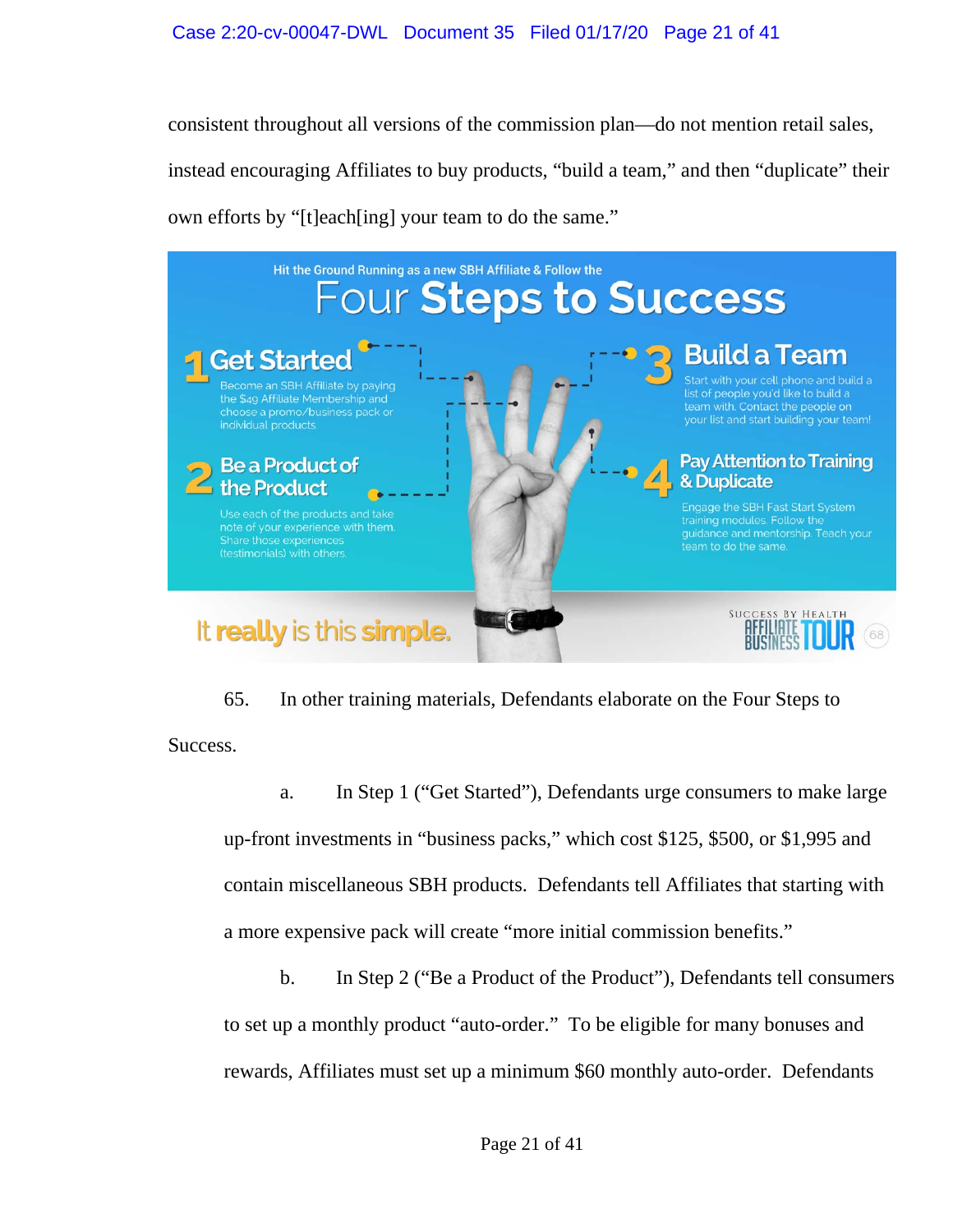consistent throughout all versions of the commission plan—do not mention retail sales, instead encouraging Affiliates to buy products, "build a team," and then "duplicate" their own efforts by "[t]each[ing] your team to do the same."

Hit the Ground Running as a new SBH Affiliate & Follow the

**Four Steps to Success**

**1 Get Started**
Become an SBH Affiliate by paying the $49 Affiliate Membership and choose a promo/business pack or individual products.

**2 Be a Product of the Product**
Use each of the products and take note of your experience with them. Share those experiences (testimonials) with others.

**3 Build a Team**
Start with your cell phone and build a list of people you'd like to build a team with. Contact the people on your list and start building your team!

**4 Pay Attention to Training & Duplicate**
Engage the SBH Fast Start System training modules. Follow the guidance and mentorship. Teach your team to do the same.

It **really** is this **simple.**

SUCCESS BY HEALTH AFFILIATE BUSINESS TOUR 68

65. In other training materials, Defendants elaborate on the Four Steps to Success.

a. In Step 1 ("Get Started"), Defendants urge consumers to make large up-front investments in "business packs," which cost $125, $500, or $1,995 and contain miscellaneous SBH products. Defendants tell Affiliates that starting with a more expensive pack will create "more initial commission benefits."

b. In Step 2 ("Be a Product of the Product"), Defendants tell consumers to set up a monthly product "auto-order." To be eligible for many bonuses and rewards, Affiliates must set up a minimum $60 monthly auto-order. Defendants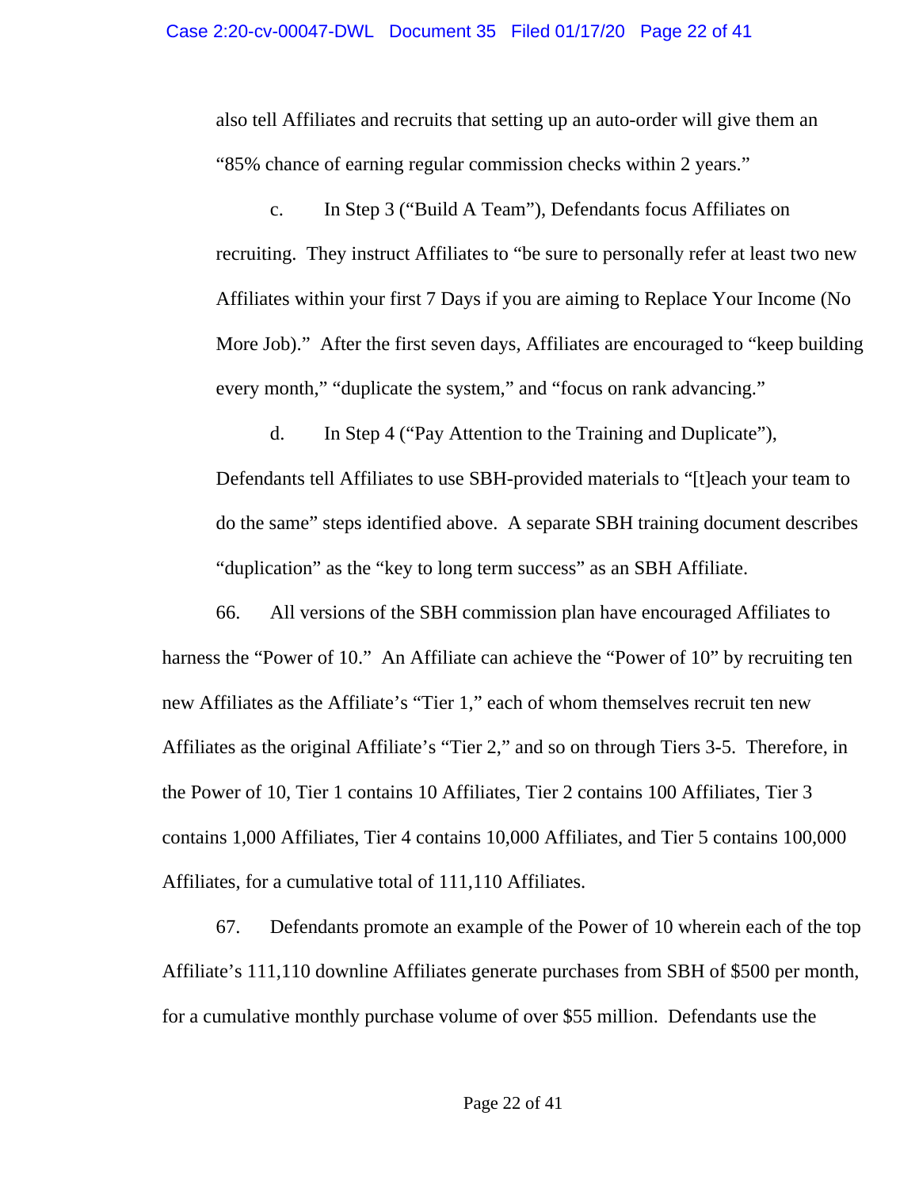also tell Affiliates and recruits that setting up an auto-order will give them an "85% chance of earning regular commission checks within 2 years."

c. In Step 3 ("Build A Team"), Defendants focus Affiliates on recruiting. They instruct Affiliates to "be sure to personally refer at least two new Affiliates within your first 7 Days if you are aiming to Replace Your Income (No More Job)." After the first seven days, Affiliates are encouraged to "keep building every month," "duplicate the system," and "focus on rank advancing."

d. In Step 4 ("Pay Attention to the Training and Duplicate"), Defendants tell Affiliates to use SBH-provided materials to "[t]each your team to do the same" steps identified above. A separate SBH training document describes "duplication" as the "key to long term success" as an SBH Affiliate.

66. All versions of the SBH commission plan have encouraged Affiliates to harness the "Power of 10." An Affiliate can achieve the "Power of 10" by recruiting ten new Affiliates as the Affiliate's "Tier 1," each of whom themselves recruit ten new Affiliates as the original Affiliate's "Tier 2," and so on through Tiers 3-5. Therefore, in the Power of 10, Tier 1 contains 10 Affiliates, Tier 2 contains 100 Affiliates, Tier 3 contains 1,000 Affiliates, Tier 4 contains 10,000 Affiliates, and Tier 5 contains 100,000 Affiliates, for a cumulative total of 111,110 Affiliates.

67. Defendants promote an example of the Power of 10 wherein each of the top Affiliate's 111,110 downline Affiliates generate purchases from SBH of $500 per month, for a cumulative monthly purchase volume of over $55 million. Defendants use the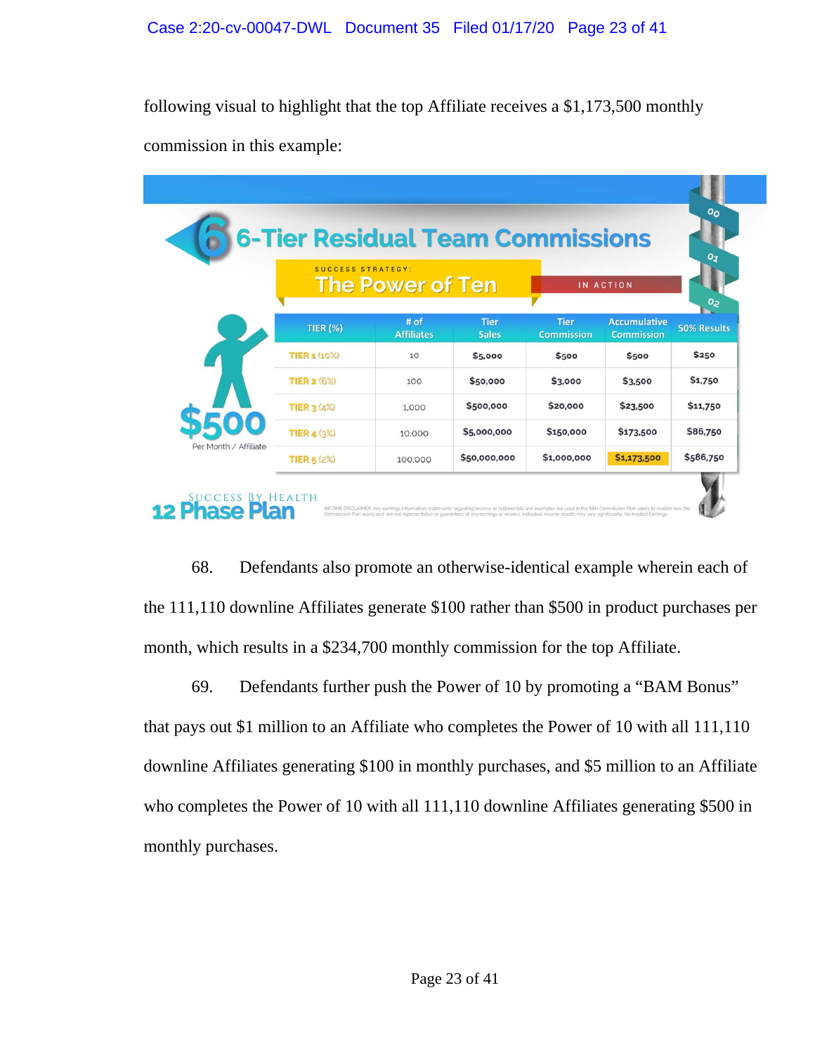following visual to highlight that the top Affiliate receives a $1,173,500 monthly commission in this example:

**6-Tier Residual Team Commissions**

SUCCESS STRATEGY: **The Power of Ten** IN ACTION

**$500** Per Month / Affiliate

| TIER (%) | # of Affiliates | Tier Sales | Tier Commission | Accumulative Commission | 50% Results |
|---|---|---|---|---|---|
| TIER 1 (10%) | 10 | $5,000 | $500 | $500 | $250 |
| TIER 2 (6%) | 100 | $50,000 | $3,000 | $3,500 | $1,750 |
| TIER 3 (4%) | 1,000 | $500,000 | $20,000 | $23,500 | $11,750 |
| TIER 4 (3%) | 10,000 | $5,000,000 | $150,000 | $173,500 | $86,750 |
| TIER 5 (2%) | 100,000 | $50,000,000 | $1,000,000 | $1,173,500 | $586,750 |

SUCCESS BY HEALTH **12 Phase Plan**

68. Defendants also promote an otherwise-identical example wherein each of the 111,110 downline Affiliates generate $100 rather than $500 in product purchases per month, which results in a $234,700 monthly commission for the top Affiliate.

69. Defendants further push the Power of 10 by promoting a "BAM Bonus" that pays out $1 million to an Affiliate who completes the Power of 10 with all 111,110 downline Affiliates generating $100 in monthly purchases, and $5 million to an Affiliate who completes the Power of 10 with all 111,110 downline Affiliates generating $500 in monthly purchases.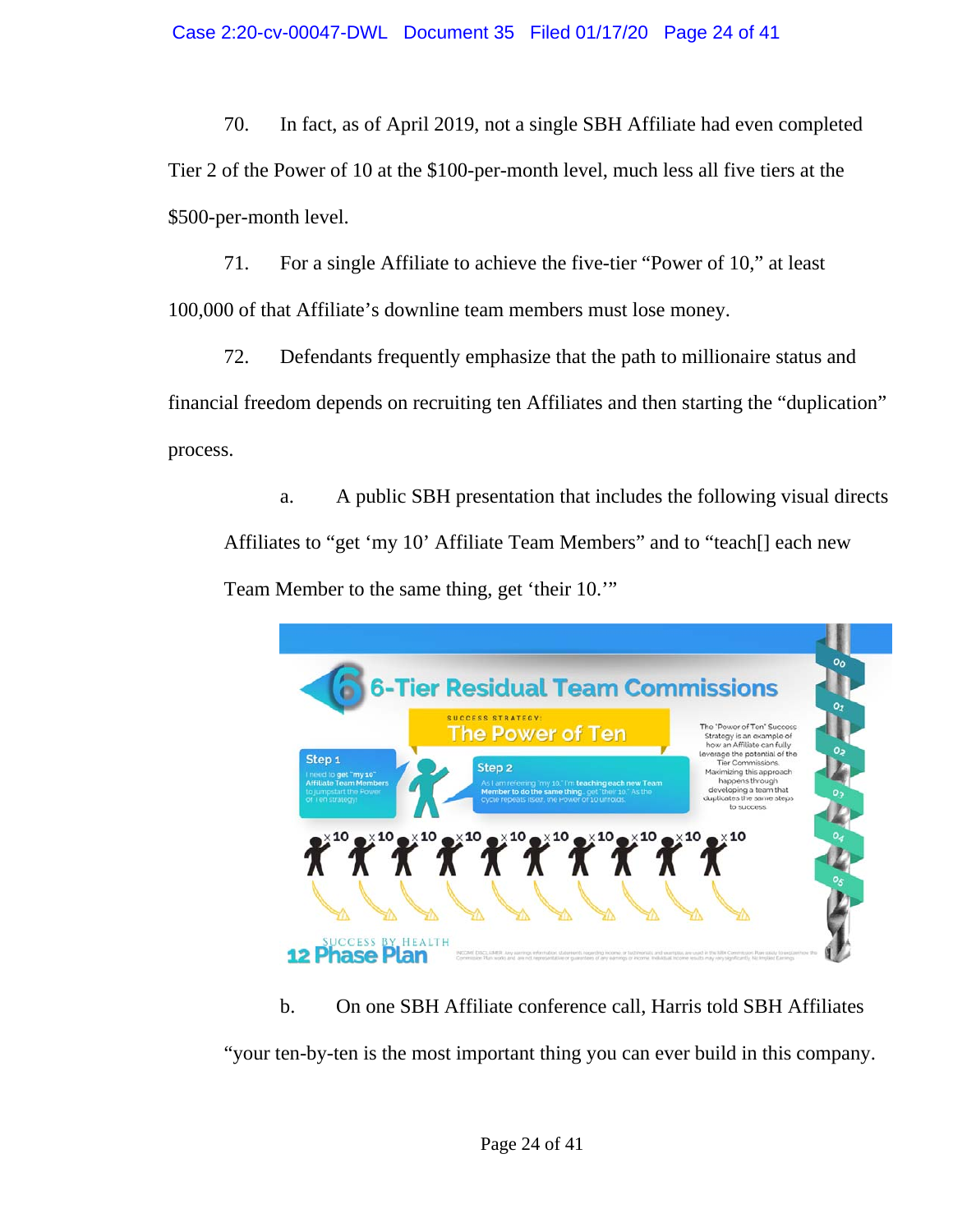70. In fact, as of April 2019, not a single SBH Affiliate had even completed Tier 2 of the Power of 10 at the \$100-per-month level, much less all five tiers at the \$500-per-month level.

71. For a single Affiliate to achieve the five-tier "Power of 10," at least 100,000 of that Affiliate's downline team members must lose money.

72. Defendants frequently emphasize that the path to millionaire status and financial freedom depends on recruiting ten Affiliates and then starting the "duplication" process.

a. A public SBH presentation that includes the following visual directs Affiliates to "get 'my 10' Affiliate Team Members" and to "teach[] each new Team Member to the same thing, get 'their 10.'"

b. On one SBH Affiliate conference call, Harris told SBH Affiliates "your ten-by-ten is the most important thing you can ever build in this company.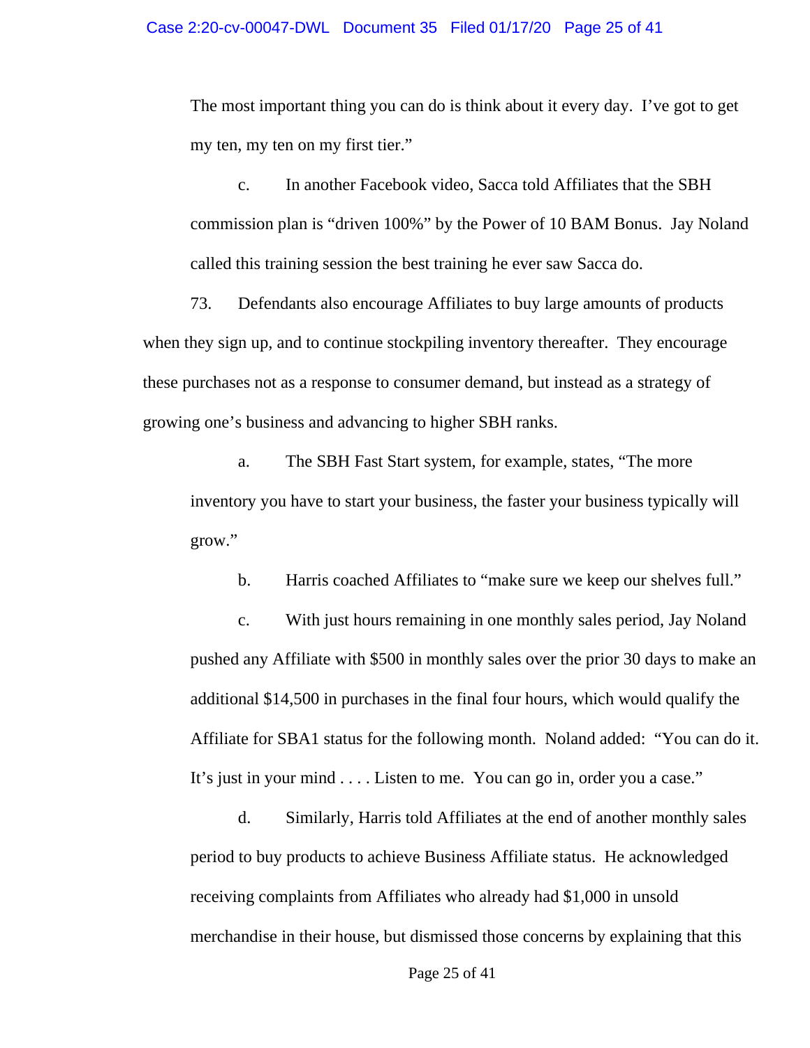The most important thing you can do is think about it every day. I've got to get my ten, my ten on my first tier."

c. In another Facebook video, Sacca told Affiliates that the SBH commission plan is "driven 100%" by the Power of 10 BAM Bonus. Jay Noland called this training session the best training he ever saw Sacca do.

73. Defendants also encourage Affiliates to buy large amounts of products when they sign up, and to continue stockpiling inventory thereafter. They encourage these purchases not as a response to consumer demand, but instead as a strategy of growing one's business and advancing to higher SBH ranks.

a. The SBH Fast Start system, for example, states, "The more inventory you have to start your business, the faster your business typically will grow."

b. Harris coached Affiliates to "make sure we keep our shelves full."

c. With just hours remaining in one monthly sales period, Jay Noland pushed any Affiliate with $500 in monthly sales over the prior 30 days to make an additional $14,500 in purchases in the final four hours, which would qualify the Affiliate for SBA1 status for the following month. Noland added: "You can do it. It's just in your mind . . . . Listen to me. You can go in, order you a case."

d. Similarly, Harris told Affiliates at the end of another monthly sales period to buy products to achieve Business Affiliate status. He acknowledged receiving complaints from Affiliates who already had $1,000 in unsold merchandise in their house, but dismissed those concerns by explaining that this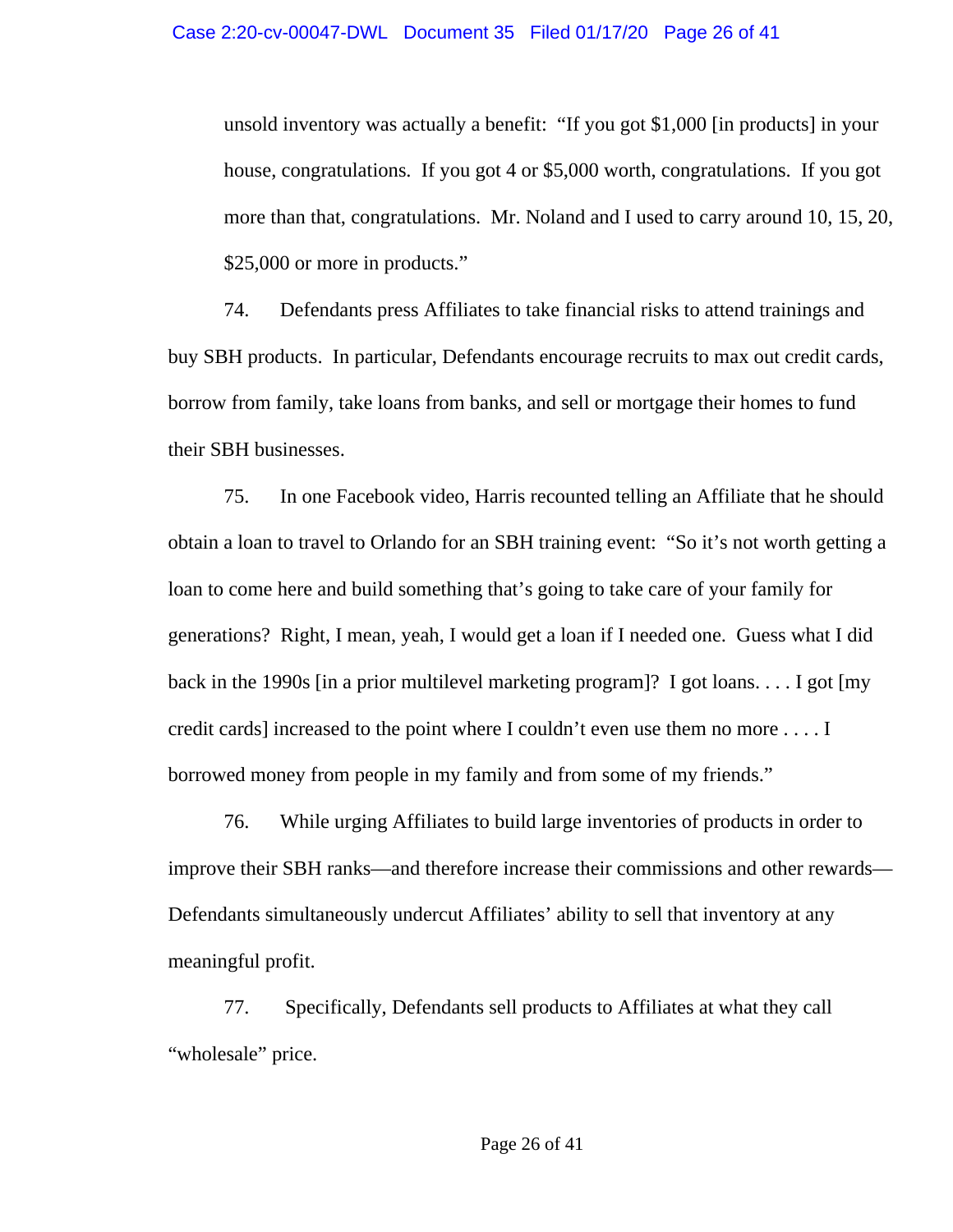unsold inventory was actually a benefit: "If you got $1,000 [in products] in your house, congratulations. If you got 4 or $5,000 worth, congratulations. If you got more than that, congratulations. Mr. Noland and I used to carry around 10, 15, 20, $25,000 or more in products."

74. Defendants press Affiliates to take financial risks to attend trainings and buy SBH products. In particular, Defendants encourage recruits to max out credit cards, borrow from family, take loans from banks, and sell or mortgage their homes to fund their SBH businesses.

75. In one Facebook video, Harris recounted telling an Affiliate that he should obtain a loan to travel to Orlando for an SBH training event: "So it's not worth getting a loan to come here and build something that's going to take care of your family for generations? Right, I mean, yeah, I would get a loan if I needed one. Guess what I did back in the 1990s [in a prior multilevel marketing program]? I got loans. . . . I got [my credit cards] increased to the point where I couldn't even use them no more . . . . I borrowed money from people in my family and from some of my friends."

76. While urging Affiliates to build large inventories of products in order to improve their SBH ranks—and therefore increase their commissions and other rewards—Defendants simultaneously undercut Affiliates' ability to sell that inventory at any meaningful profit.

77. Specifically, Defendants sell products to Affiliates at what they call "wholesale" price.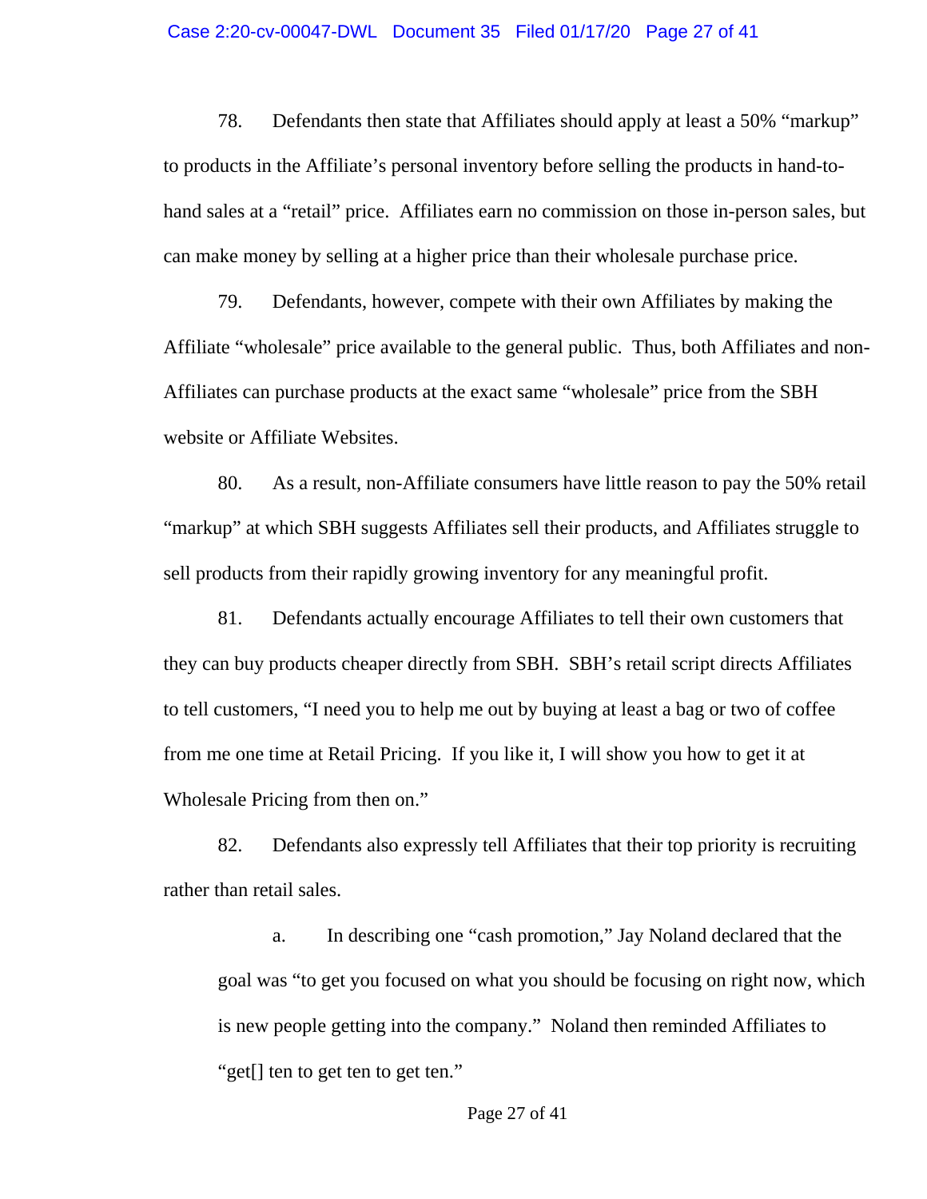78. Defendants then state that Affiliates should apply at least a 50% "markup" to products in the Affiliate's personal inventory before selling the products in hand-to-hand sales at a "retail" price. Affiliates earn no commission on those in-person sales, but can make money by selling at a higher price than their wholesale purchase price.

79. Defendants, however, compete with their own Affiliates by making the Affiliate "wholesale" price available to the general public. Thus, both Affiliates and non-Affiliates can purchase products at the exact same "wholesale" price from the SBH website or Affiliate Websites.

80. As a result, non-Affiliate consumers have little reason to pay the 50% retail "markup" at which SBH suggests Affiliates sell their products, and Affiliates struggle to sell products from their rapidly growing inventory for any meaningful profit.

81. Defendants actually encourage Affiliates to tell their own customers that they can buy products cheaper directly from SBH. SBH's retail script directs Affiliates to tell customers, "I need you to help me out by buying at least a bag or two of coffee from me one time at Retail Pricing. If you like it, I will show you how to get it at Wholesale Pricing from then on."

82. Defendants also expressly tell Affiliates that their top priority is recruiting rather than retail sales.

a. In describing one "cash promotion," Jay Noland declared that the goal was "to get you focused on what you should be focusing on right now, which is new people getting into the company." Noland then reminded Affiliates to "get[] ten to get ten to get ten."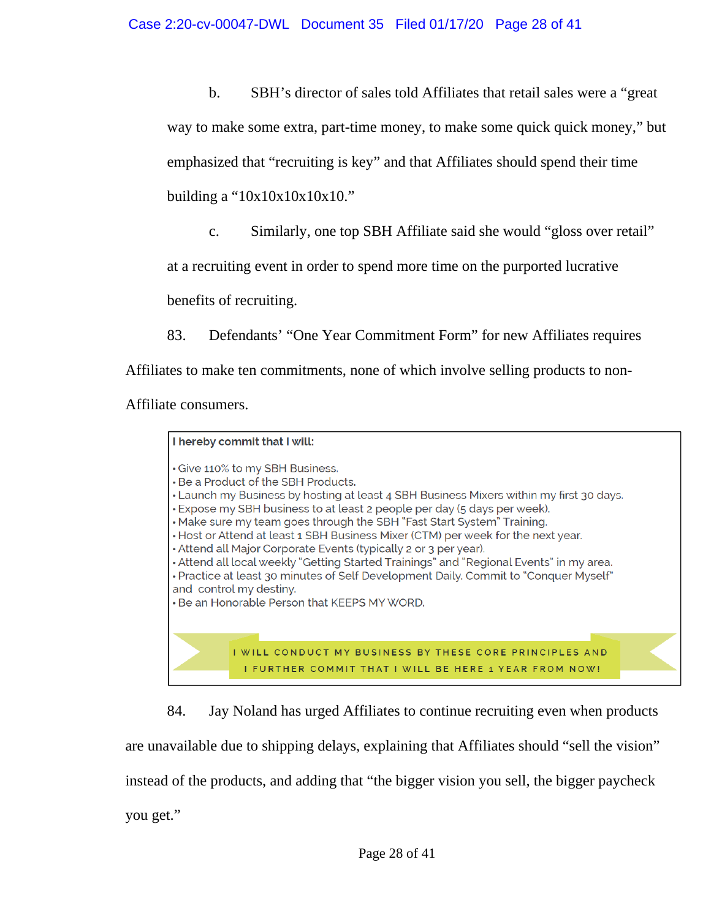b. SBH's director of sales told Affiliates that retail sales were a "great way to make some extra, part-time money, to make some quick quick money," but emphasized that "recruiting is key" and that Affiliates should spend their time building a "10x10x10x10x10."

c. Similarly, one top SBH Affiliate said she would "gloss over retail" at a recruiting event in order to spend more time on the purported lucrative benefits of recruiting.

83. Defendants' "One Year Commitment Form" for new Affiliates requires Affiliates to make ten commitments, none of which involve selling products to non-Affiliate consumers.

> **I hereby commit that I will:**
>
> - Give 110% to my SBH Business.
> - Be a Product of the SBH Products.
> - Launch my Business by hosting at least 4 SBH Business Mixers within my first 30 days.
> - Expose my SBH business to at least 2 people per day (5 days per week).
> - Make sure my team goes through the SBH "Fast Start System" Training.
> - Host or Attend at least 1 SBH Business Mixer (CTM) per week for the next year.
> - Attend all Major Corporate Events (typically 2 or 3 per year).
> - Attend all local weekly "Getting Started Trainings" and "Regional Events" in my area.
> - Practice at least 30 minutes of Self Development Daily. Commit to "Conquer Myself" and control my destiny.
> - Be an Honorable Person that KEEPS MY WORD.
>
> I WILL CONDUCT MY BUSINESS BY THESE CORE PRINCIPLES AND I FURTHER COMMIT THAT I WILL BE HERE 1 YEAR FROM NOW!

84. Jay Noland has urged Affiliates to continue recruiting even when products are unavailable due to shipping delays, explaining that Affiliates should "sell the vision" instead of the products, and adding that "the bigger vision you sell, the bigger paycheck you get."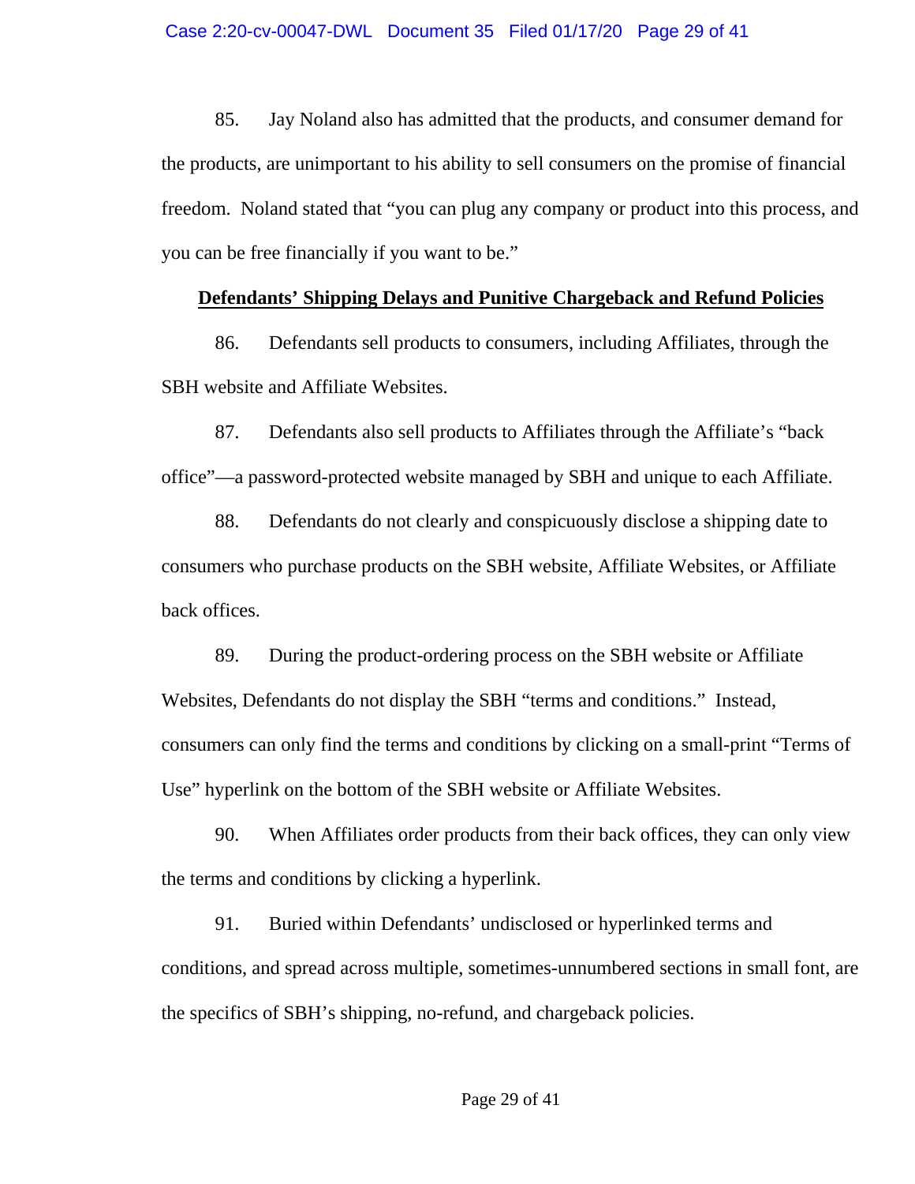85. Jay Noland also has admitted that the products, and consumer demand for the products, are unimportant to his ability to sell consumers on the promise of financial freedom. Noland stated that "you can plug any company or product into this process, and you can be free financially if you want to be."

**Defendants' Shipping Delays and Punitive Chargeback and Refund Policies**

86. Defendants sell products to consumers, including Affiliates, through the SBH website and Affiliate Websites.

87. Defendants also sell products to Affiliates through the Affiliate's "back office"—a password-protected website managed by SBH and unique to each Affiliate.

88. Defendants do not clearly and conspicuously disclose a shipping date to consumers who purchase products on the SBH website, Affiliate Websites, or Affiliate back offices.

89. During the product-ordering process on the SBH website or Affiliate Websites, Defendants do not display the SBH "terms and conditions." Instead, consumers can only find the terms and conditions by clicking on a small-print "Terms of Use" hyperlink on the bottom of the SBH website or Affiliate Websites.

90. When Affiliates order products from their back offices, they can only view the terms and conditions by clicking a hyperlink.

91. Buried within Defendants' undisclosed or hyperlinked terms and conditions, and spread across multiple, sometimes-unnumbered sections in small font, are the specifics of SBH's shipping, no-refund, and chargeback policies.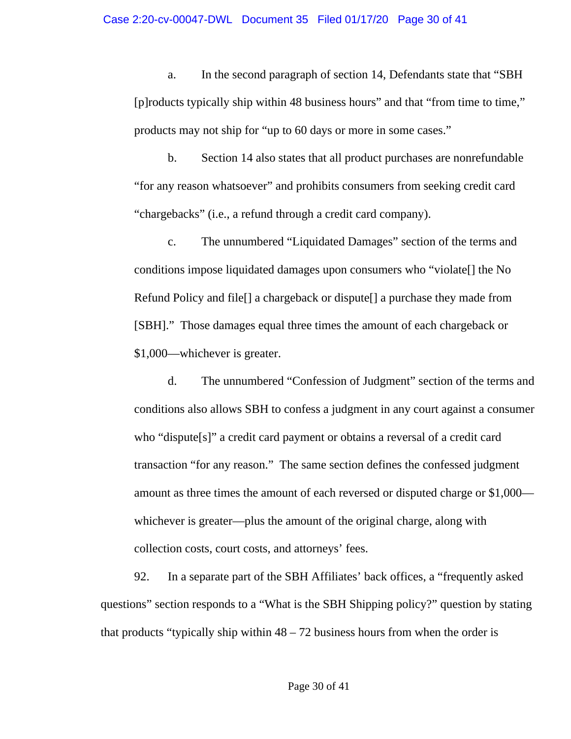a. In the second paragraph of section 14, Defendants state that "SBH [p]roducts typically ship within 48 business hours" and that "from time to time," products may not ship for "up to 60 days or more in some cases."

b. Section 14 also states that all product purchases are nonrefundable "for any reason whatsoever" and prohibits consumers from seeking credit card "chargebacks" (i.e., a refund through a credit card company).

c. The unnumbered "Liquidated Damages" section of the terms and conditions impose liquidated damages upon consumers who "violate[] the No Refund Policy and file[] a chargeback or dispute[] a purchase they made from [SBH]." Those damages equal three times the amount of each chargeback or $1,000—whichever is greater.

d. The unnumbered "Confession of Judgment" section of the terms and conditions also allows SBH to confess a judgment in any court against a consumer who "dispute[s]" a credit card payment or obtains a reversal of a credit card transaction "for any reason." The same section defines the confessed judgment amount as three times the amount of each reversed or disputed charge or $1,000—whichever is greater—plus the amount of the original charge, along with collection costs, court costs, and attorneys' fees.

92. In a separate part of the SBH Affiliates' back offices, a "frequently asked questions" section responds to a "What is the SBH Shipping policy?" question by stating that products "typically ship within 48 – 72 business hours from when the order is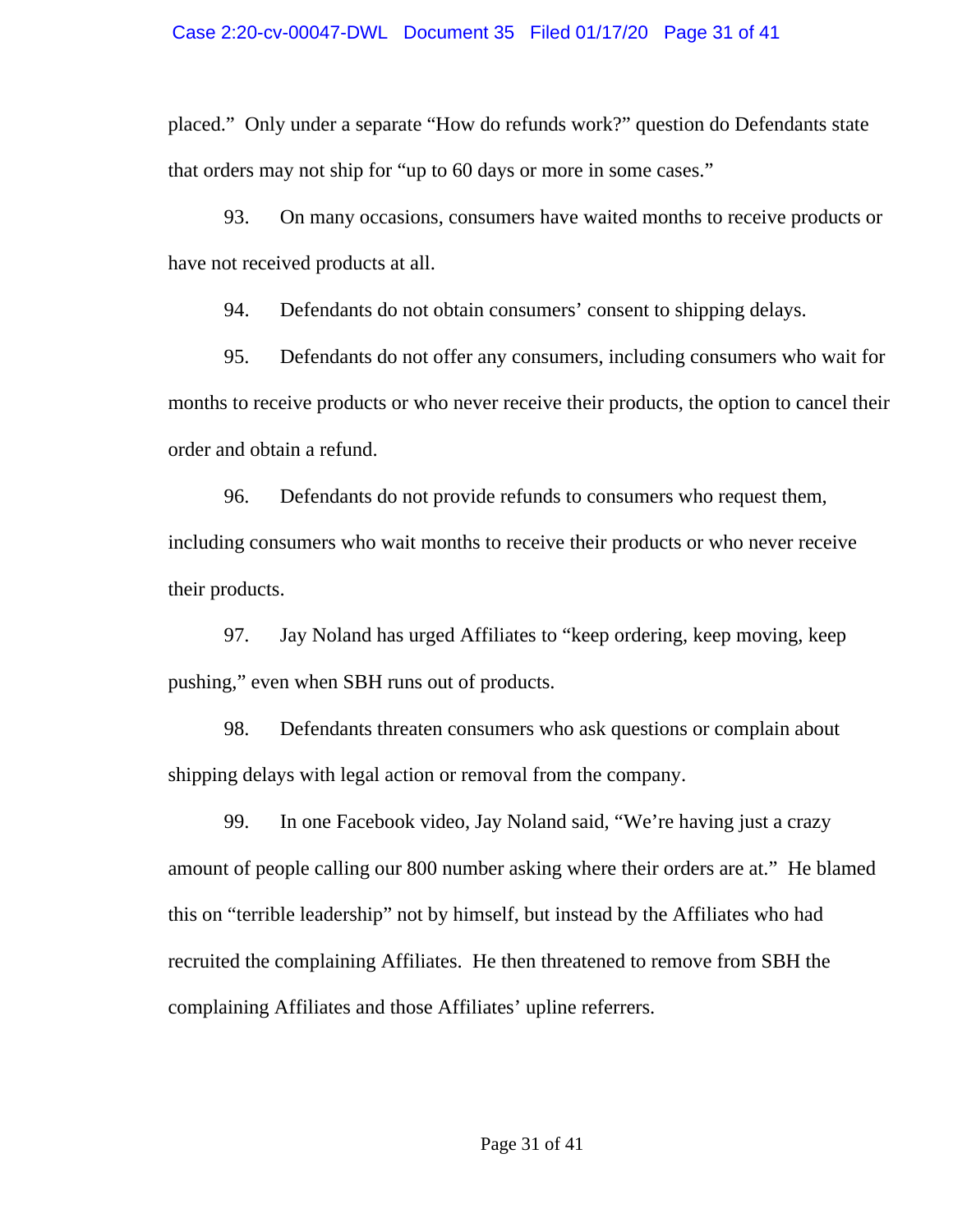placed." Only under a separate "How do refunds work?" question do Defendants state that orders may not ship for "up to 60 days or more in some cases."

93. On many occasions, consumers have waited months to receive products or have not received products at all.

94. Defendants do not obtain consumers' consent to shipping delays.

95. Defendants do not offer any consumers, including consumers who wait for months to receive products or who never receive their products, the option to cancel their order and obtain a refund.

96. Defendants do not provide refunds to consumers who request them, including consumers who wait months to receive their products or who never receive their products.

97. Jay Noland has urged Affiliates to "keep ordering, keep moving, keep pushing," even when SBH runs out of products.

98. Defendants threaten consumers who ask questions or complain about shipping delays with legal action or removal from the company.

99. In one Facebook video, Jay Noland said, "We're having just a crazy amount of people calling our 800 number asking where their orders are at." He blamed this on "terrible leadership" not by himself, but instead by the Affiliates who had recruited the complaining Affiliates. He then threatened to remove from SBH the complaining Affiliates and those Affiliates' upline referrers.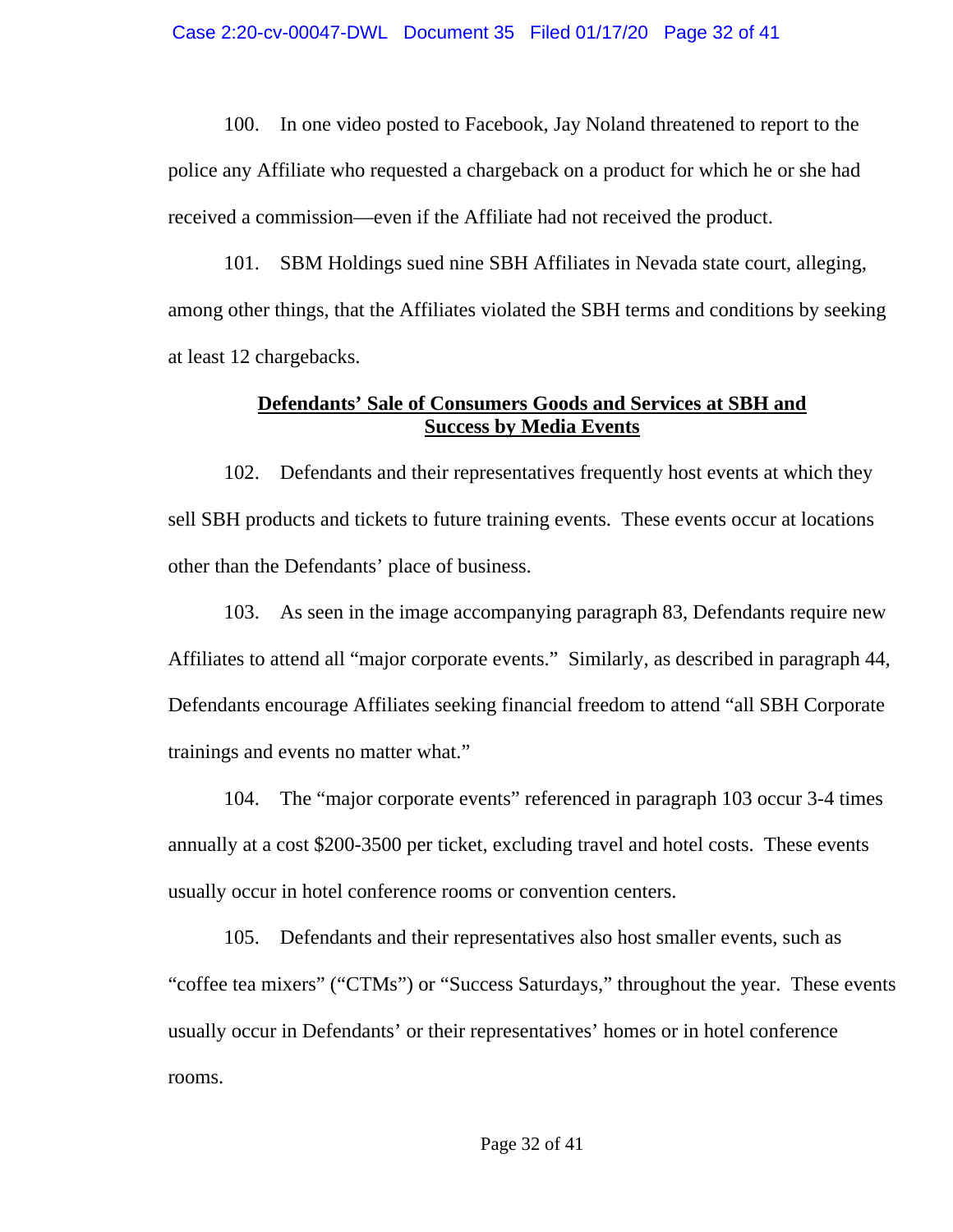100. In one video posted to Facebook, Jay Noland threatened to report to the police any Affiliate who requested a chargeback on a product for which he or she had received a commission—even if the Affiliate had not received the product.

101. SBM Holdings sued nine SBH Affiliates in Nevada state court, alleging, among other things, that the Affiliates violated the SBH terms and conditions by seeking at least 12 chargebacks.

## Defendants' Sale of Consumers Goods and Services at SBH and Success by Media Events

102. Defendants and their representatives frequently host events at which they sell SBH products and tickets to future training events. These events occur at locations other than the Defendants' place of business.

103. As seen in the image accompanying paragraph 83, Defendants require new Affiliates to attend all "major corporate events." Similarly, as described in paragraph 44, Defendants encourage Affiliates seeking financial freedom to attend "all SBH Corporate trainings and events no matter what."

104. The "major corporate events" referenced in paragraph 103 occur 3-4 times annually at a cost $200-3500 per ticket, excluding travel and hotel costs. These events usually occur in hotel conference rooms or convention centers.

105. Defendants and their representatives also host smaller events, such as "coffee tea mixers" ("CTMs") or "Success Saturdays," throughout the year. These events usually occur in Defendants' or their representatives' homes or in hotel conference rooms.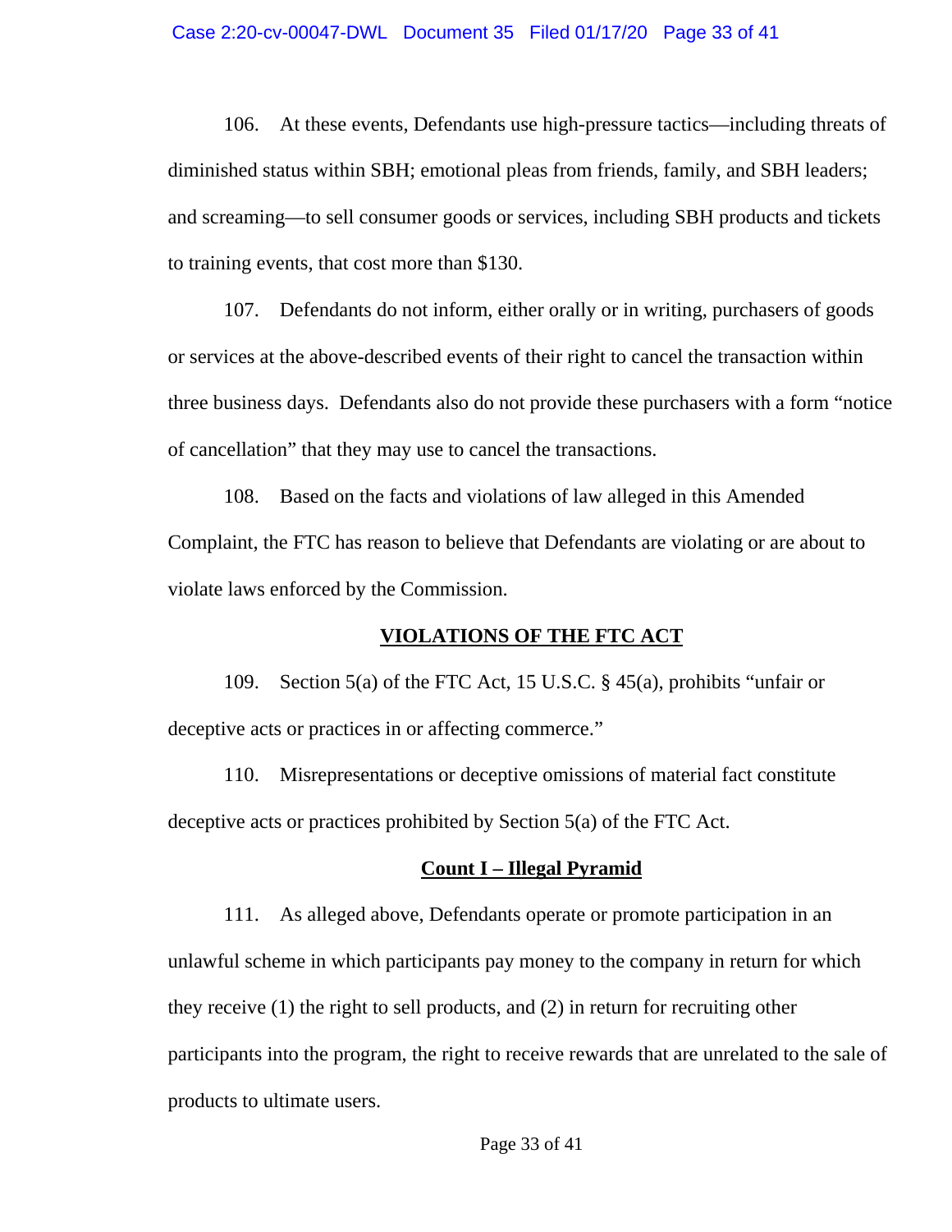106. At these events, Defendants use high-pressure tactics—including threats of diminished status within SBH; emotional pleas from friends, family, and SBH leaders; and screaming—to sell consumer goods or services, including SBH products and tickets to training events, that cost more than $130.

107. Defendants do not inform, either orally or in writing, purchasers of goods or services at the above-described events of their right to cancel the transaction within three business days. Defendants also do not provide these purchasers with a form "notice of cancellation" that they may use to cancel the transactions.

108. Based on the facts and violations of law alleged in this Amended Complaint, the FTC has reason to believe that Defendants are violating or are about to violate laws enforced by the Commission.

## VIOLATIONS OF THE FTC ACT

109. Section 5(a) of the FTC Act, 15 U.S.C. § 45(a), prohibits "unfair or deceptive acts or practices in or affecting commerce."

110. Misrepresentations or deceptive omissions of material fact constitute deceptive acts or practices prohibited by Section 5(a) of the FTC Act.

### Count I – Illegal Pyramid

111. As alleged above, Defendants operate or promote participation in an unlawful scheme in which participants pay money to the company in return for which they receive (1) the right to sell products, and (2) in return for recruiting other participants into the program, the right to receive rewards that are unrelated to the sale of products to ultimate users.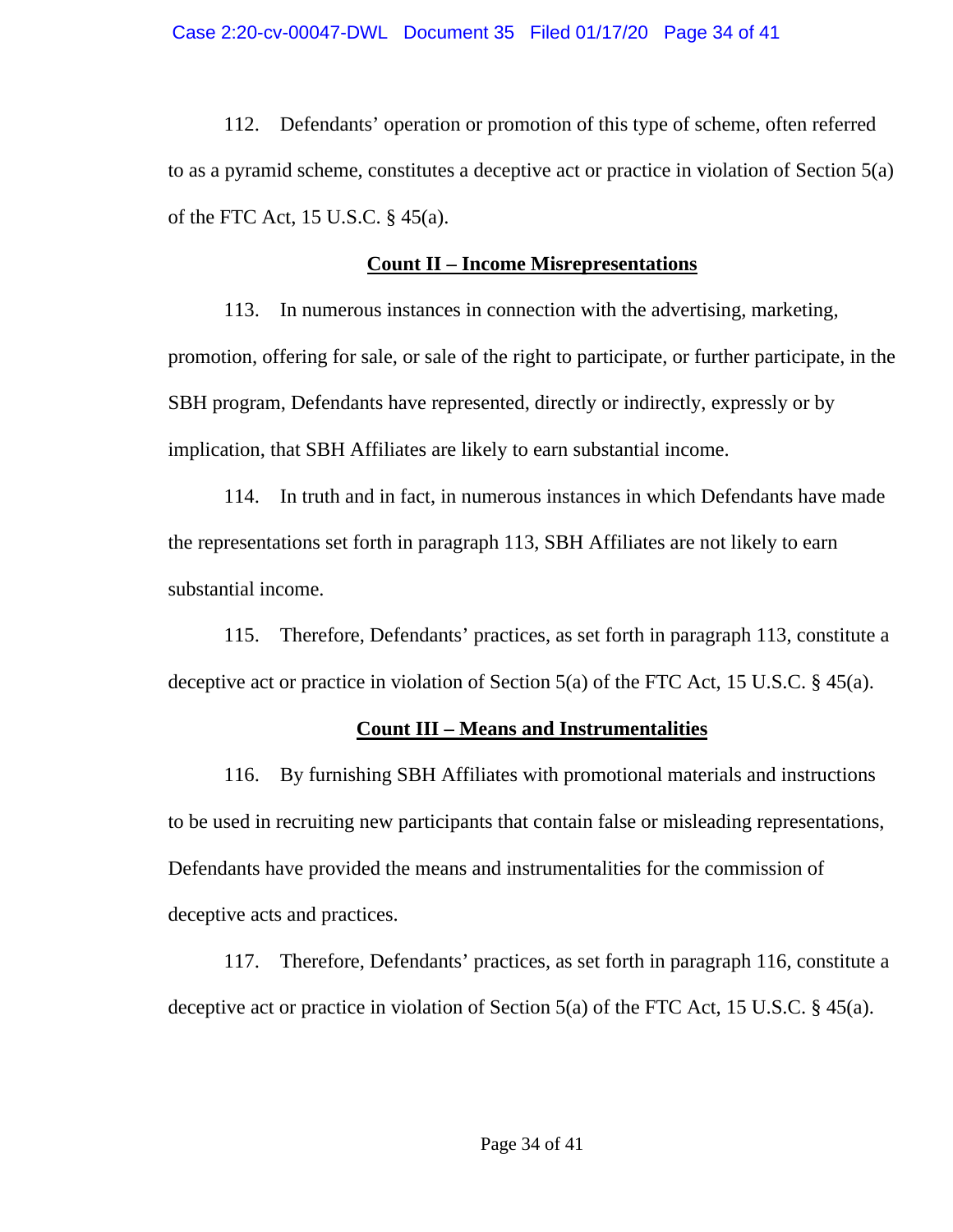112. Defendants' operation or promotion of this type of scheme, often referred to as a pyramid scheme, constitutes a deceptive act or practice in violation of Section 5(a) of the FTC Act, 15 U.S.C. § 45(a).

**Count II – Income Misrepresentations**

113. In numerous instances in connection with the advertising, marketing, promotion, offering for sale, or sale of the right to participate, or further participate, in the SBH program, Defendants have represented, directly or indirectly, expressly or by implication, that SBH Affiliates are likely to earn substantial income.

114. In truth and in fact, in numerous instances in which Defendants have made the representations set forth in paragraph 113, SBH Affiliates are not likely to earn substantial income.

115. Therefore, Defendants' practices, as set forth in paragraph 113, constitute a deceptive act or practice in violation of Section 5(a) of the FTC Act, 15 U.S.C. § 45(a).

**Count III – Means and Instrumentalities**

116. By furnishing SBH Affiliates with promotional materials and instructions to be used in recruiting new participants that contain false or misleading representations, Defendants have provided the means and instrumentalities for the commission of deceptive acts and practices.

117. Therefore, Defendants' practices, as set forth in paragraph 116, constitute a deceptive act or practice in violation of Section 5(a) of the FTC Act, 15 U.S.C. § 45(a).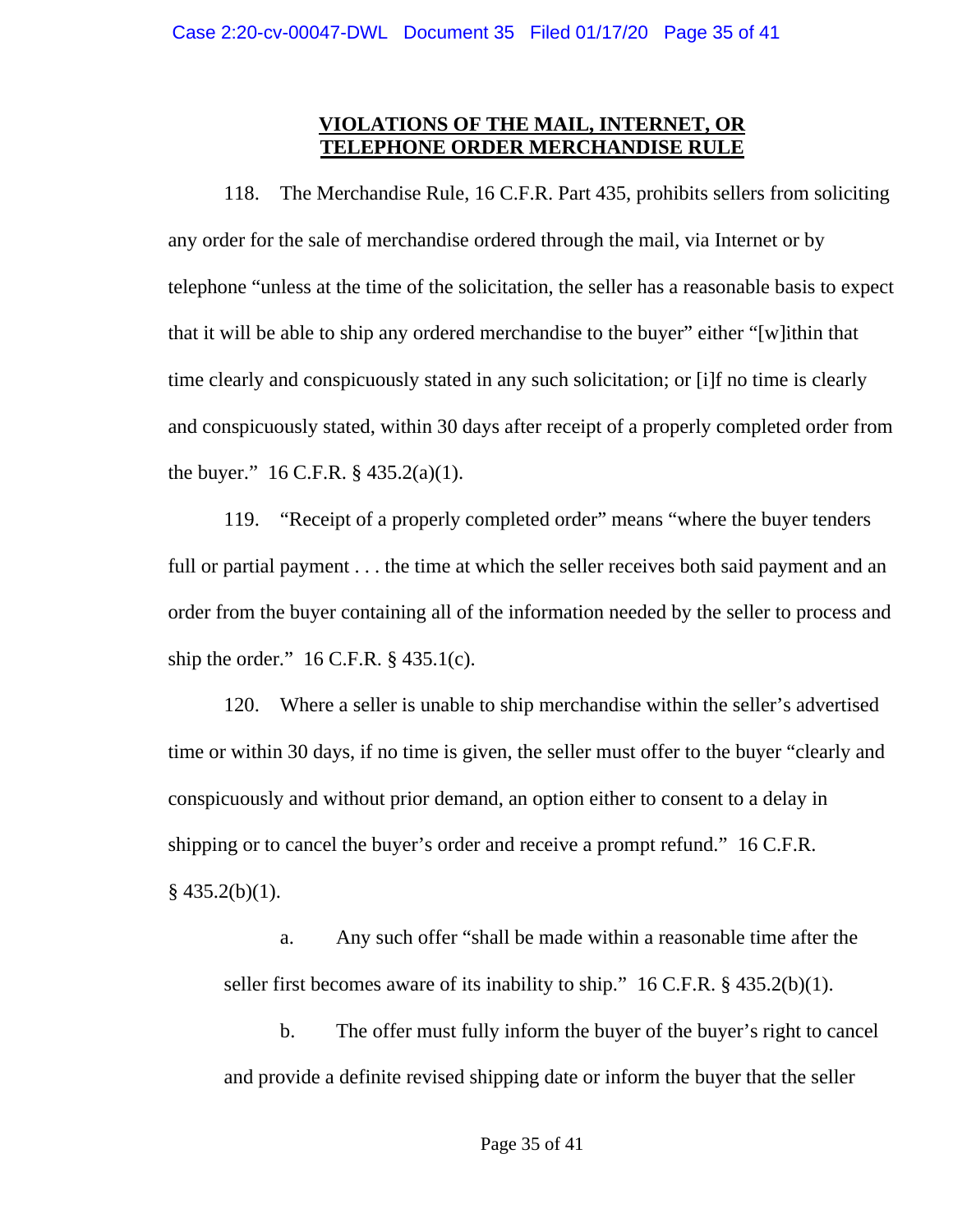## VIOLATIONS OF THE MAIL, INTERNET, OR TELEPHONE ORDER MERCHANDISE RULE

118. The Merchandise Rule, 16 C.F.R. Part 435, prohibits sellers from soliciting any order for the sale of merchandise ordered through the mail, via Internet or by telephone "unless at the time of the solicitation, the seller has a reasonable basis to expect that it will be able to ship any ordered merchandise to the buyer" either "[w]ithin that time clearly and conspicuously stated in any such solicitation; or [i]f no time is clearly and conspicuously stated, within 30 days after receipt of a properly completed order from the buyer." 16 C.F.R. § 435.2(a)(1).

119. "Receipt of a properly completed order" means "where the buyer tenders full or partial payment . . . the time at which the seller receives both said payment and an order from the buyer containing all of the information needed by the seller to process and ship the order." 16 C.F.R. § 435.1(c).

120. Where a seller is unable to ship merchandise within the seller's advertised time or within 30 days, if no time is given, the seller must offer to the buyer "clearly and conspicuously and without prior demand, an option either to consent to a delay in shipping or to cancel the buyer's order and receive a prompt refund." 16 C.F.R. § 435.2(b)(1).

a. Any such offer "shall be made within a reasonable time after the seller first becomes aware of its inability to ship." 16 C.F.R. § 435.2(b)(1).

b. The offer must fully inform the buyer of the buyer's right to cancel and provide a definite revised shipping date or inform the buyer that the seller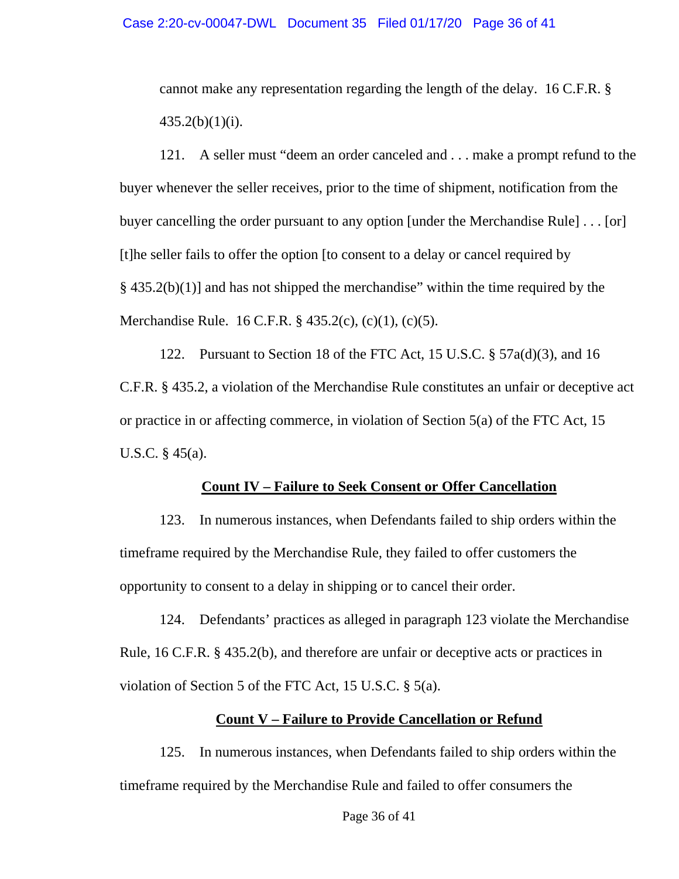cannot make any representation regarding the length of the delay. 16 C.F.R. § 435.2(b)(1)(i).

121. A seller must "deem an order canceled and . . . make a prompt refund to the buyer whenever the seller receives, prior to the time of shipment, notification from the buyer cancelling the order pursuant to any option [under the Merchandise Rule] . . . [or] [t]he seller fails to offer the option [to consent to a delay or cancel required by § 435.2(b)(1)] and has not shipped the merchandise" within the time required by the Merchandise Rule. 16 C.F.R. § 435.2(c), (c)(1), (c)(5).

122. Pursuant to Section 18 of the FTC Act, 15 U.S.C. § 57a(d)(3), and 16 C.F.R. § 435.2, a violation of the Merchandise Rule constitutes an unfair or deceptive act or practice in or affecting commerce, in violation of Section 5(a) of the FTC Act, 15 U.S.C. § 45(a).

**Count IV – Failure to Seek Consent or Offer Cancellation**

123. In numerous instances, when Defendants failed to ship orders within the timeframe required by the Merchandise Rule, they failed to offer customers the opportunity to consent to a delay in shipping or to cancel their order.

124. Defendants' practices as alleged in paragraph 123 violate the Merchandise Rule, 16 C.F.R. § 435.2(b), and therefore are unfair or deceptive acts or practices in violation of Section 5 of the FTC Act, 15 U.S.C. § 5(a).

**Count V – Failure to Provide Cancellation or Refund**

125. In numerous instances, when Defendants failed to ship orders within the timeframe required by the Merchandise Rule and failed to offer consumers the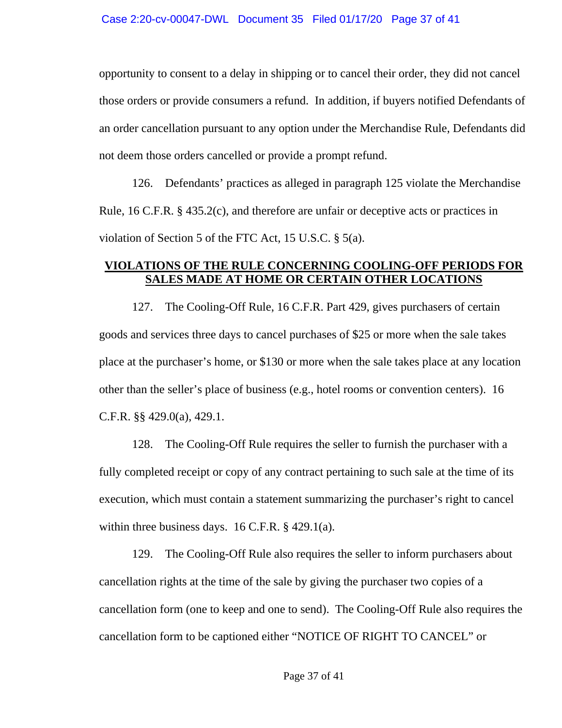opportunity to consent to a delay in shipping or to cancel their order, they did not cancel those orders or provide consumers a refund. In addition, if buyers notified Defendants of an order cancellation pursuant to any option under the Merchandise Rule, Defendants did not deem those orders cancelled or provide a prompt refund.

126. Defendants' practices as alleged in paragraph 125 violate the Merchandise Rule, 16 C.F.R. § 435.2(c), and therefore are unfair or deceptive acts or practices in violation of Section 5 of the FTC Act, 15 U.S.C. § 5(a).

## VIOLATIONS OF THE RULE CONCERNING COOLING-OFF PERIODS FOR SALES MADE AT HOME OR CERTAIN OTHER LOCATIONS

127. The Cooling-Off Rule, 16 C.F.R. Part 429, gives purchasers of certain goods and services three days to cancel purchases of $25 or more when the sale takes place at the purchaser's home, or $130 or more when the sale takes place at any location other than the seller's place of business (e.g., hotel rooms or convention centers). 16 C.F.R. §§ 429.0(a), 429.1.

128. The Cooling-Off Rule requires the seller to furnish the purchaser with a fully completed receipt or copy of any contract pertaining to such sale at the time of its execution, which must contain a statement summarizing the purchaser's right to cancel within three business days. 16 C.F.R. § 429.1(a).

129. The Cooling-Off Rule also requires the seller to inform purchasers about cancellation rights at the time of the sale by giving the purchaser two copies of a cancellation form (one to keep and one to send). The Cooling-Off Rule also requires the cancellation form to be captioned either "NOTICE OF RIGHT TO CANCEL" or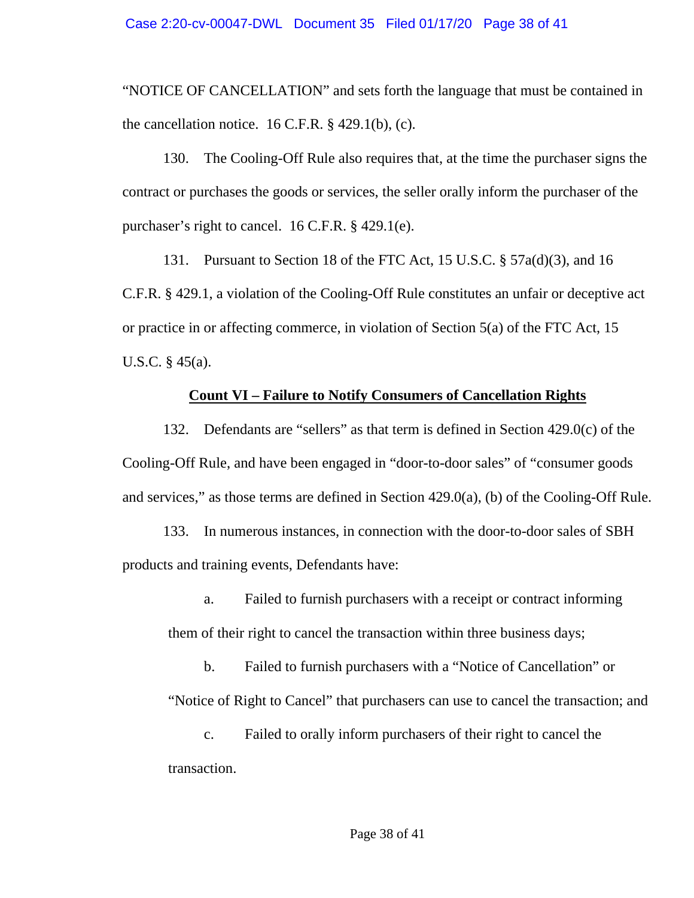"NOTICE OF CANCELLATION" and sets forth the language that must be contained in the cancellation notice. 16 C.F.R. § 429.1(b), (c).

130. The Cooling-Off Rule also requires that, at the time the purchaser signs the contract or purchases the goods or services, the seller orally inform the purchaser of the purchaser's right to cancel. 16 C.F.R. § 429.1(e).

131. Pursuant to Section 18 of the FTC Act, 15 U.S.C. § 57a(d)(3), and 16 C.F.R. § 429.1, a violation of the Cooling-Off Rule constitutes an unfair or deceptive act or practice in or affecting commerce, in violation of Section 5(a) of the FTC Act, 15 U.S.C. § 45(a).

**Count VI – Failure to Notify Consumers of Cancellation Rights**

132. Defendants are "sellers" as that term is defined in Section 429.0(c) of the Cooling-Off Rule, and have been engaged in "door-to-door sales" of "consumer goods and services," as those terms are defined in Section 429.0(a), (b) of the Cooling-Off Rule.

133. In numerous instances, in connection with the door-to-door sales of SBH products and training events, Defendants have:

a. Failed to furnish purchasers with a receipt or contract informing them of their right to cancel the transaction within three business days;

b. Failed to furnish purchasers with a "Notice of Cancellation" or "Notice of Right to Cancel" that purchasers can use to cancel the transaction; and

c. Failed to orally inform purchasers of their right to cancel the transaction.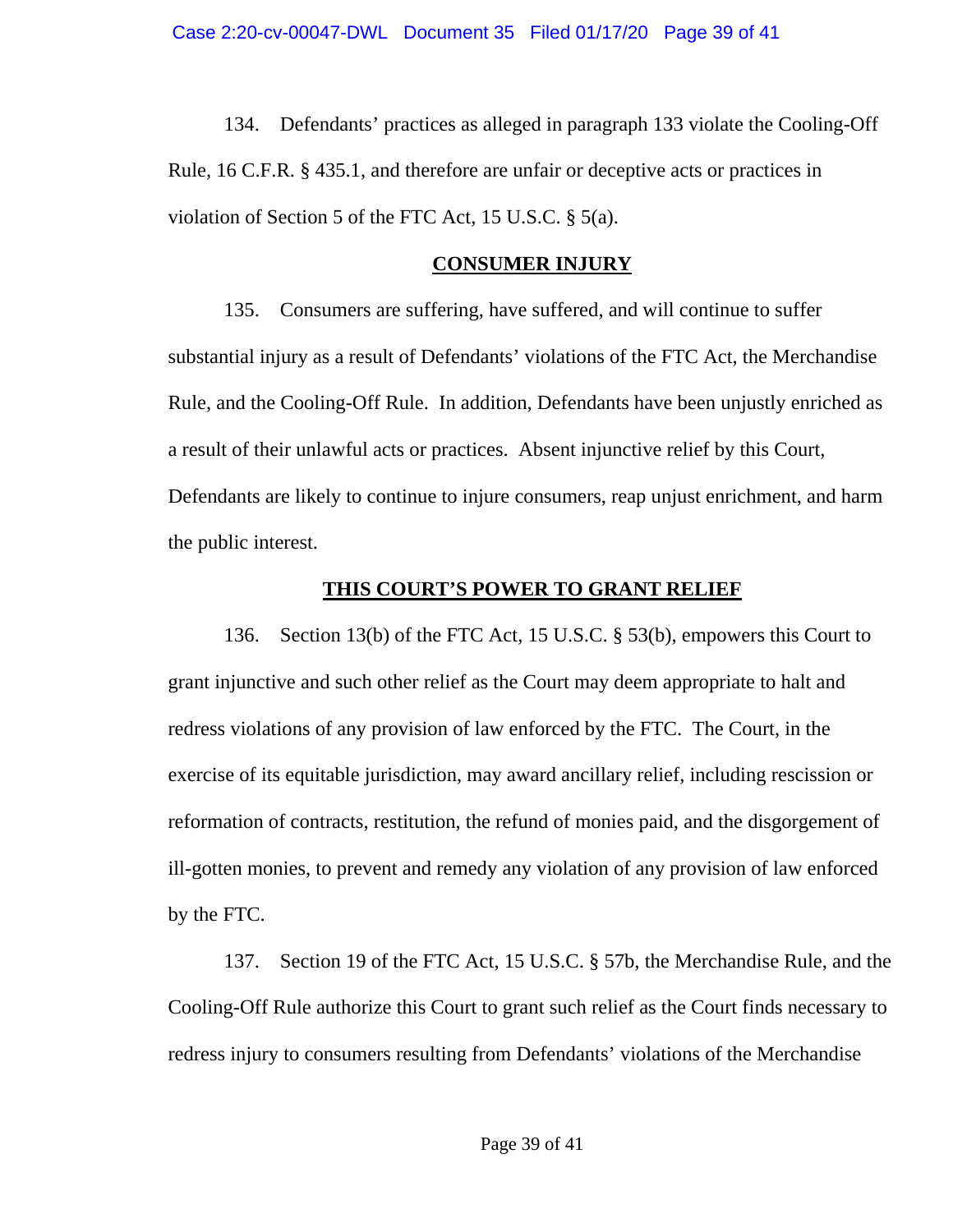134. Defendants' practices as alleged in paragraph 133 violate the Cooling-Off Rule, 16 C.F.R. § 435.1, and therefore are unfair or deceptive acts or practices in violation of Section 5 of the FTC Act, 15 U.S.C. § 5(a).

## CONSUMER INJURY

135. Consumers are suffering, have suffered, and will continue to suffer substantial injury as a result of Defendants' violations of the FTC Act, the Merchandise Rule, and the Cooling-Off Rule. In addition, Defendants have been unjustly enriched as a result of their unlawful acts or practices. Absent injunctive relief by this Court, Defendants are likely to continue to injure consumers, reap unjust enrichment, and harm the public interest.

## THIS COURT'S POWER TO GRANT RELIEF

136. Section 13(b) of the FTC Act, 15 U.S.C. § 53(b), empowers this Court to grant injunctive and such other relief as the Court may deem appropriate to halt and redress violations of any provision of law enforced by the FTC. The Court, in the exercise of its equitable jurisdiction, may award ancillary relief, including rescission or reformation of contracts, restitution, the refund of monies paid, and the disgorgement of ill-gotten monies, to prevent and remedy any violation of any provision of law enforced by the FTC.

137. Section 19 of the FTC Act, 15 U.S.C. § 57b, the Merchandise Rule, and the Cooling-Off Rule authorize this Court to grant such relief as the Court finds necessary to redress injury to consumers resulting from Defendants' violations of the Merchandise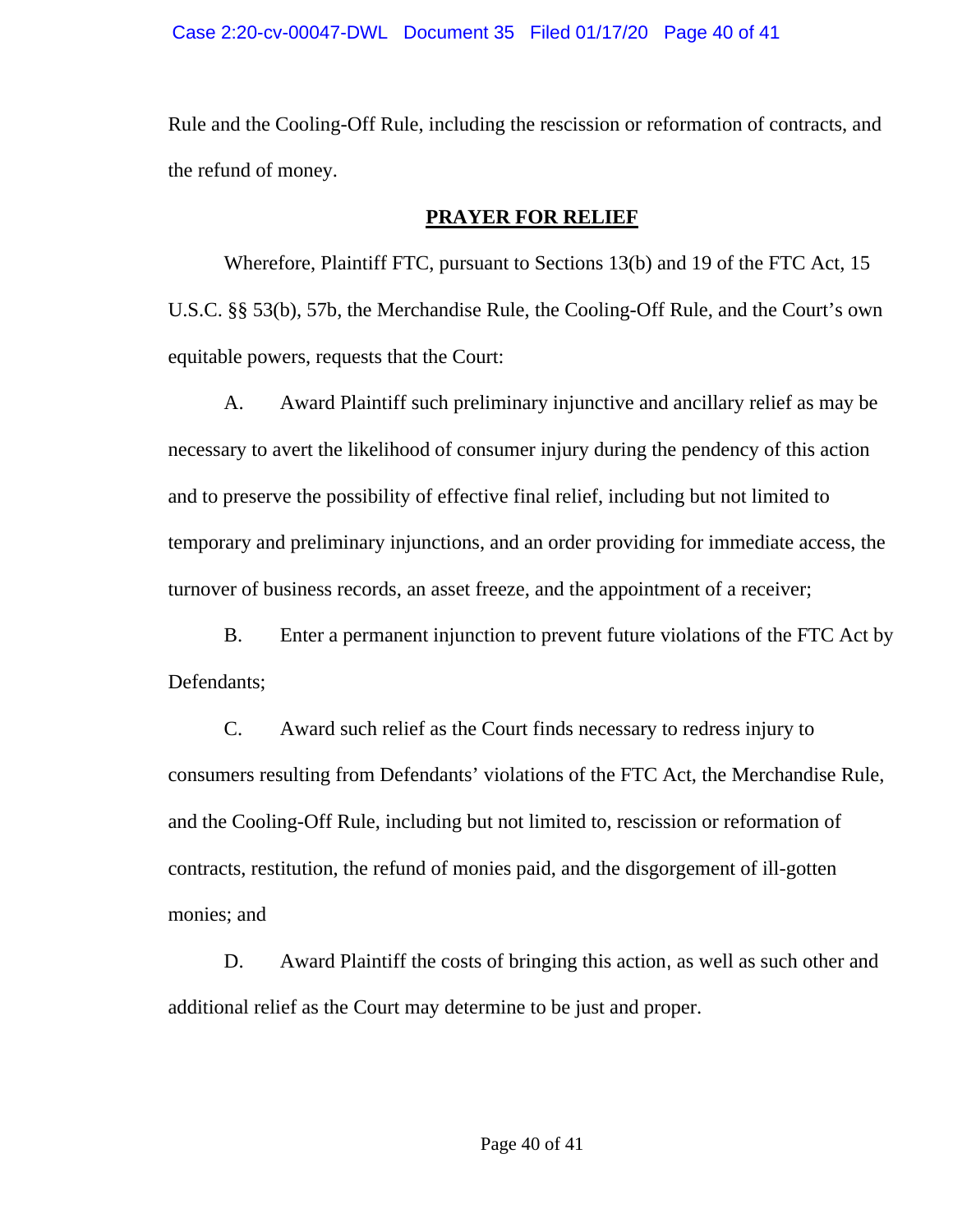Rule and the Cooling-Off Rule, including the rescission or reformation of contracts, and the refund of money.

## PRAYER FOR RELIEF

Wherefore, Plaintiff FTC, pursuant to Sections 13(b) and 19 of the FTC Act, 15 U.S.C. §§ 53(b), 57b, the Merchandise Rule, the Cooling-Off Rule, and the Court's own equitable powers, requests that the Court:

A. Award Plaintiff such preliminary injunctive and ancillary relief as may be necessary to avert the likelihood of consumer injury during the pendency of this action and to preserve the possibility of effective final relief, including but not limited to temporary and preliminary injunctions, and an order providing for immediate access, the turnover of business records, an asset freeze, and the appointment of a receiver;

B. Enter a permanent injunction to prevent future violations of the FTC Act by Defendants;

C. Award such relief as the Court finds necessary to redress injury to consumers resulting from Defendants' violations of the FTC Act, the Merchandise Rule, and the Cooling-Off Rule, including but not limited to, rescission or reformation of contracts, restitution, the refund of monies paid, and the disgorgement of ill-gotten monies; and

D. Award Plaintiff the costs of bringing this action, as well as such other and additional relief as the Court may determine to be just and proper.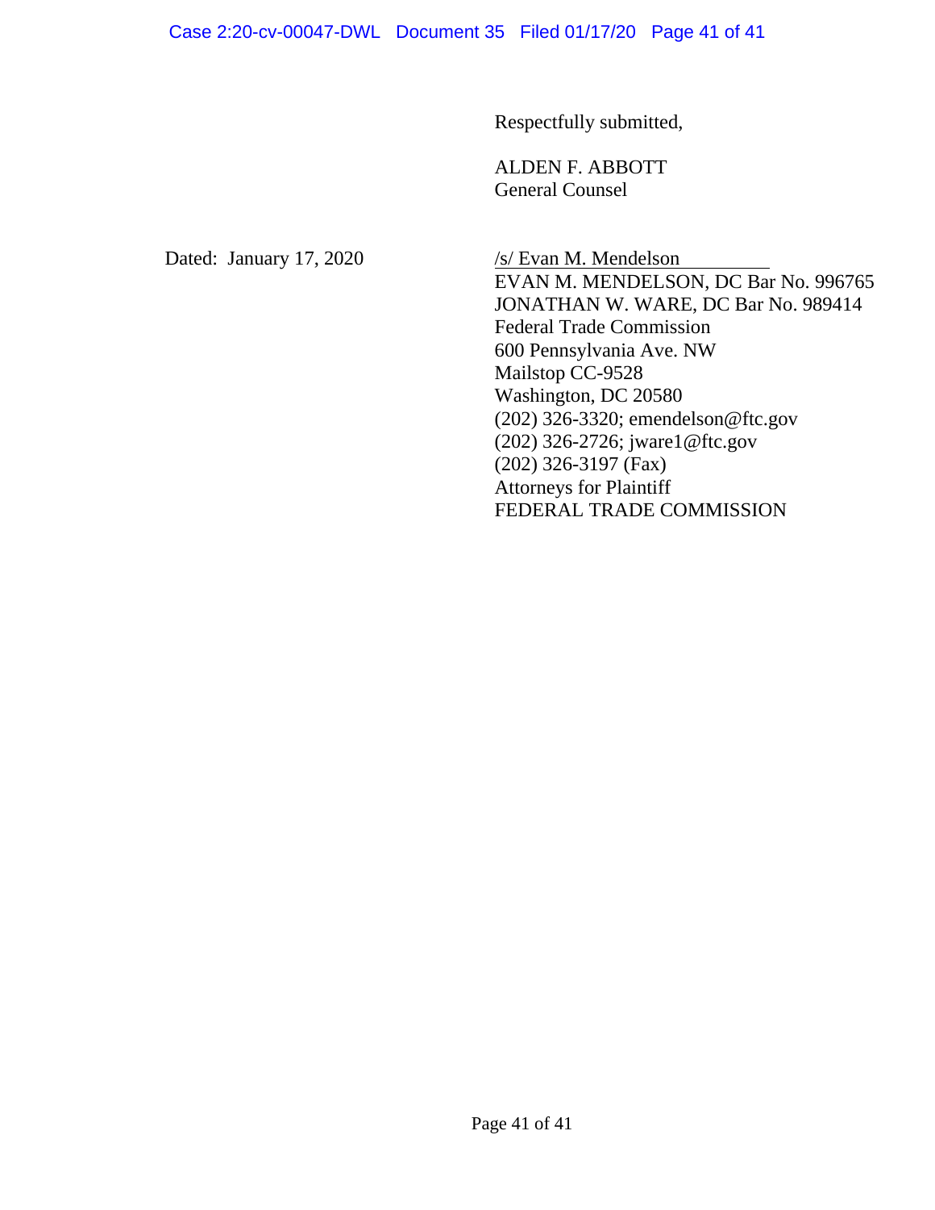Respectfully submitted,

ALDEN F. ABBOTT
General Counsel

Dated: January 17, 2020

/s/ Evan M. Mendelson
EVAN M. MENDELSON, DC Bar No. 996765
JONATHAN W. WARE, DC Bar No. 989414
Federal Trade Commission
600 Pennsylvania Ave. NW
Mailstop CC-9528
Washington, DC 20580
(202) 326-3320; emendelson@ftc.gov
(202) 326-2726; jware1@ftc.gov
(202) 326-3197 (Fax)
Attorneys for Plaintiff
FEDERAL TRADE COMMISSION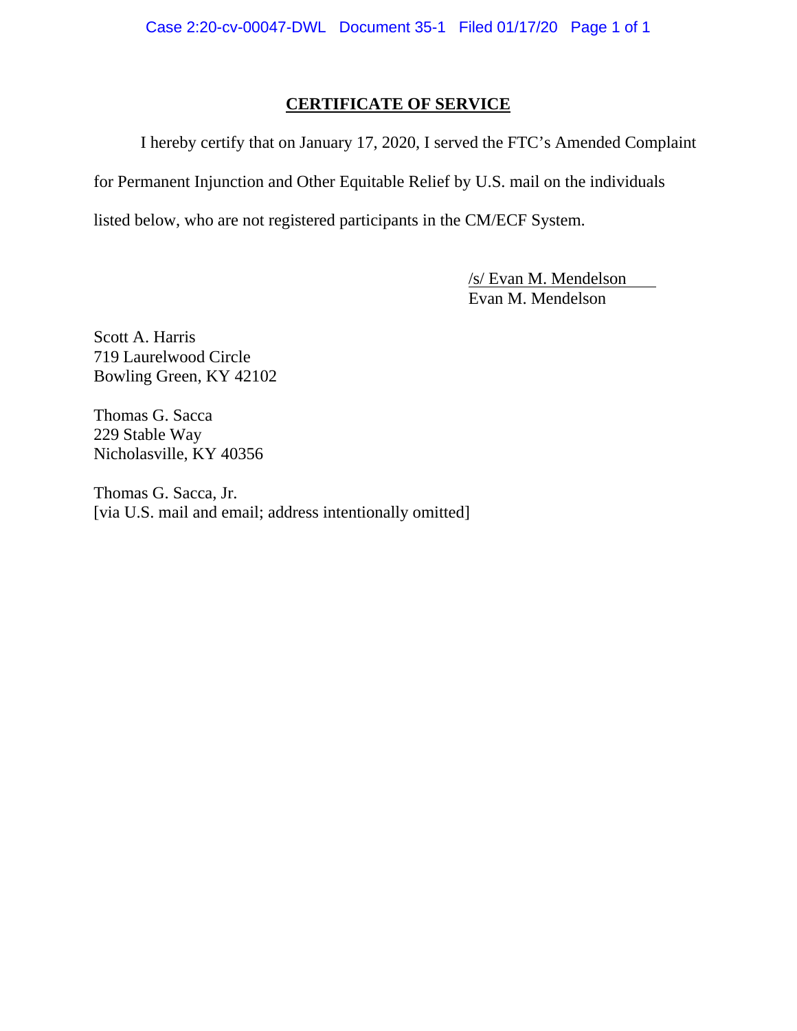# CERTIFICATE OF SERVICE

I hereby certify that on January 17, 2020, I served the FTC's Amended Complaint for Permanent Injunction and Other Equitable Relief by U.S. mail on the individuals listed below, who are not registered participants in the CM/ECF System.

/s/ Evan M. Mendelson
Evan M. Mendelson

Scott A. Harris
719 Laurelwood Circle
Bowling Green, KY 42102

Thomas G. Sacca
229 Stable Way
Nicholasville, KY 40356

Thomas G. Sacca, Jr.
[via U.S. mail and email; address intentionally omitted]